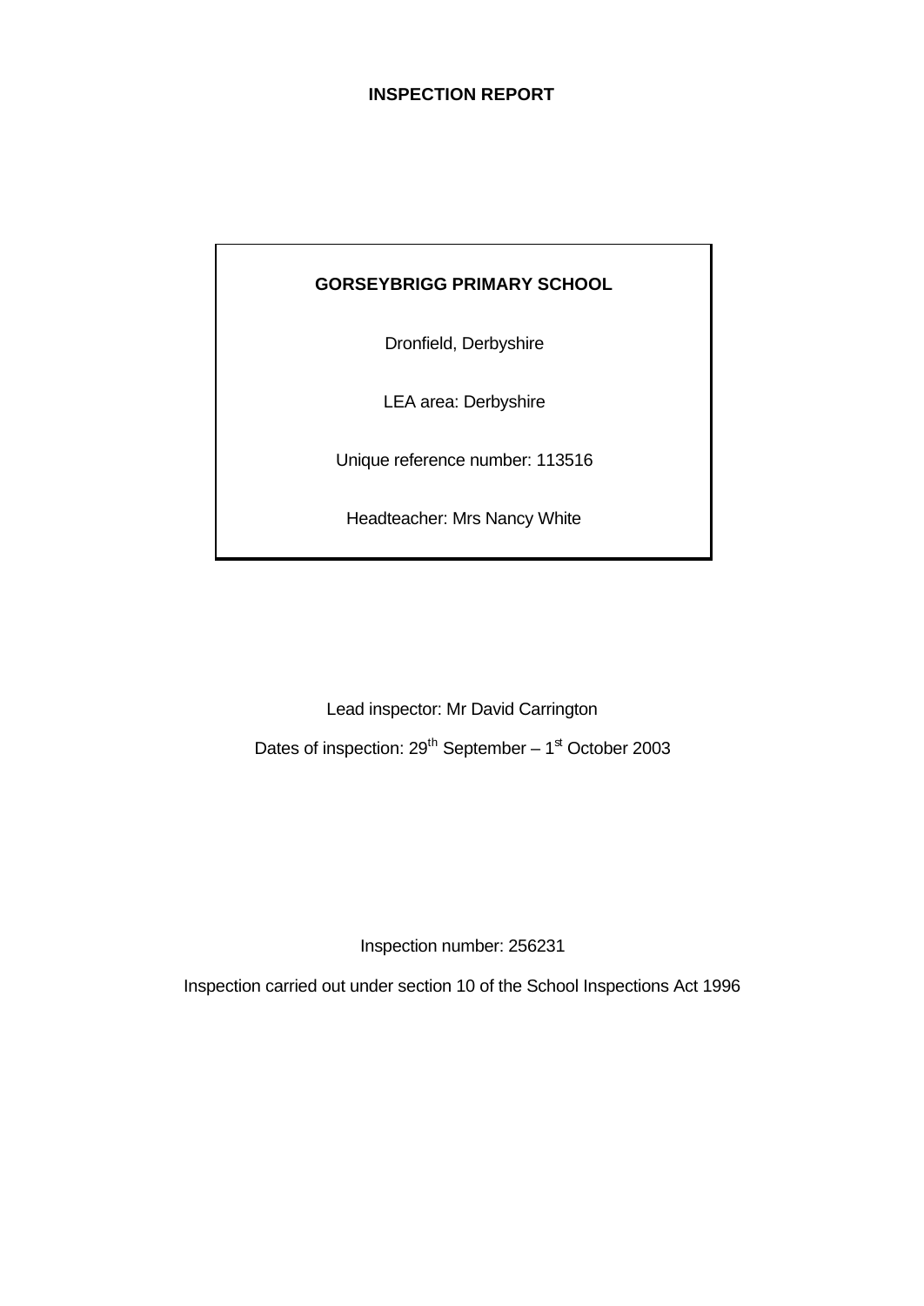# INSPECTION REPORT

**GORSEYBRIGG PRIMARY SCHOOL**

Dronfield, Derbyshire

LEA area: Derbyshire

Unique reference number: 113516

Headteacher: Mrs Nancy White

Lead inspector: Mr David Carrington

Dates of inspection: 29th September – 1st October 2003

Inspection number: 256231

Inspection carried out under section 10 of the School Inspections Act 1996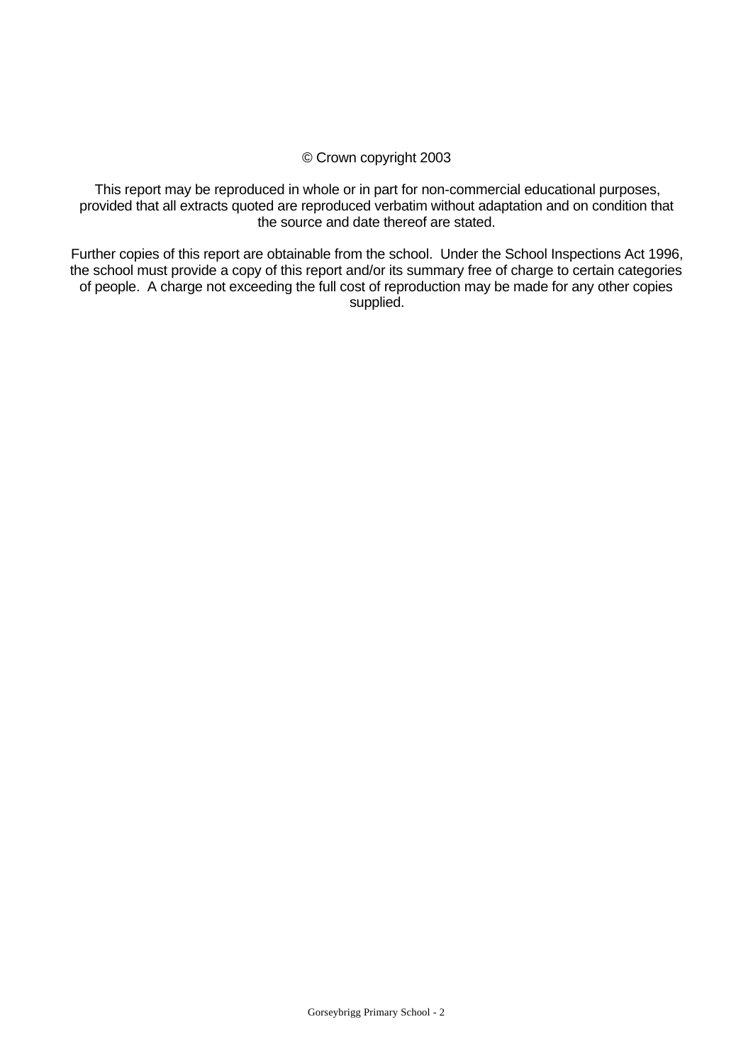© Crown copyright 2003

This report may be reproduced in whole or in part for non-commercial educational purposes, provided that all extracts quoted are reproduced verbatim without adaptation and on condition that the source and date thereof are stated.

Further copies of this report are obtainable from the school. Under the School Inspections Act 1996, the school must provide a copy of this report and/or its summary free of charge to certain categories of people. A charge not exceeding the full cost of reproduction may be made for any other copies supplied.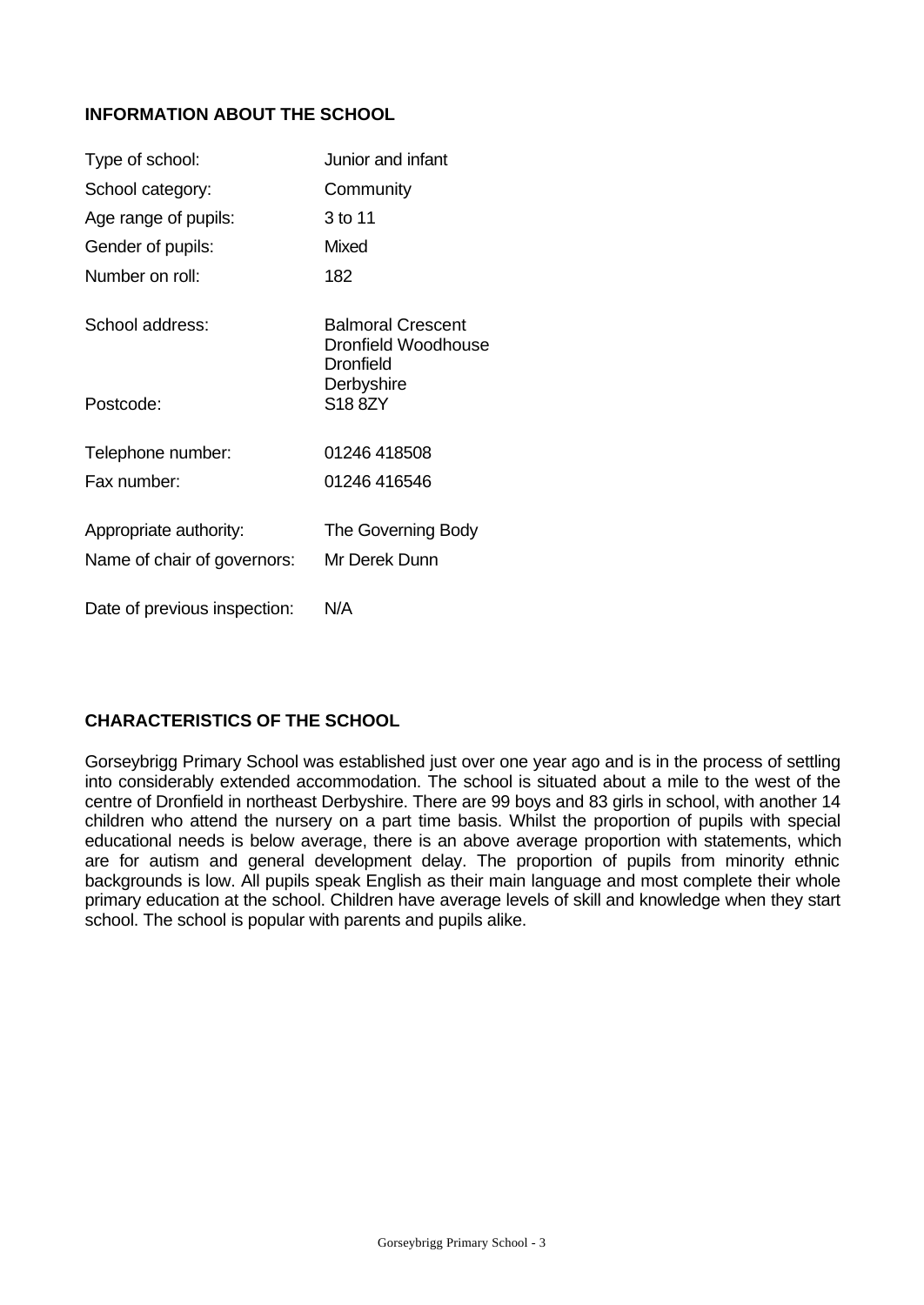## INFORMATION ABOUT THE SCHOOL

| | |
|---|---|
| Type of school: | Junior and infant |
| School category: | Community |
| Age range of pupils: | 3 to 11 |
| Gender of pupils: | Mixed |
| Number on roll: | 182 |
| School address: | Balmoral Crescent<br>Dronfield Woodhouse<br>Dronfield<br>Derbyshire |
| Postcode: | S18 8ZY |
| Telephone number: | 01246 418508 |
| Fax number: | 01246 416546 |
| Appropriate authority: | The Governing Body |
| Name of chair of governors: | Mr Derek Dunn |
| Date of previous inspection: | N/A |

## CHARACTERISTICS OF THE SCHOOL

Gorseybrigg Primary School was established just over one year ago and is in the process of settling into considerably extended accommodation. The school is situated about a mile to the west of the centre of Dronfield in northeast Derbyshire. There are 99 boys and 83 girls in school, with another 14 children who attend the nursery on a part time basis. Whilst the proportion of pupils with special educational needs is below average, there is an above average proportion with statements, which are for autism and general development delay. The proportion of pupils from minority ethnic backgrounds is low. All pupils speak English as their main language and most complete their whole primary education at the school. Children have average levels of skill and knowledge when they start school. The school is popular with parents and pupils alike.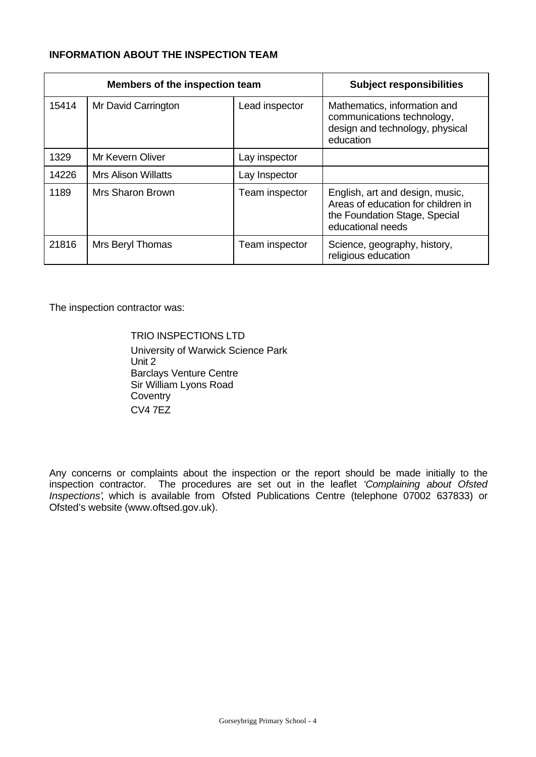**INFORMATION ABOUT THE INSPECTION TEAM**

| Members of the inspection team | | | Subject responsibilities |
|---|---|---|---|
| 15414 | Mr David Carrington | Lead inspector | Mathematics, information and communications technology, design and technology, physical education |
| 1329 | Mr Kevern Oliver | Lay inspector | |
| 14226 | Mrs Alison Willatts | Lay Inspector | |
| 1189 | Mrs Sharon Brown | Team inspector | English, art and design, music, Areas of education for children in the Foundation Stage, Special educational needs |
| 21816 | Mrs Beryl Thomas | Team inspector | Science, geography, history, religious education |

The inspection contractor was:

TRIO INSPECTIONS LTD
University of Warwick Science Park
Unit 2
Barclays Venture Centre
Sir William Lyons Road
Coventry
CV4 7EZ

Any concerns or complaints about the inspection or the report should be made initially to the inspection contractor. The procedures are set out in the leaflet *'Complaining about Ofsted Inspections'*, which is available from Ofsted Publications Centre (telephone 07002 637833) or Ofsted's website (www.oftsed.gov.uk).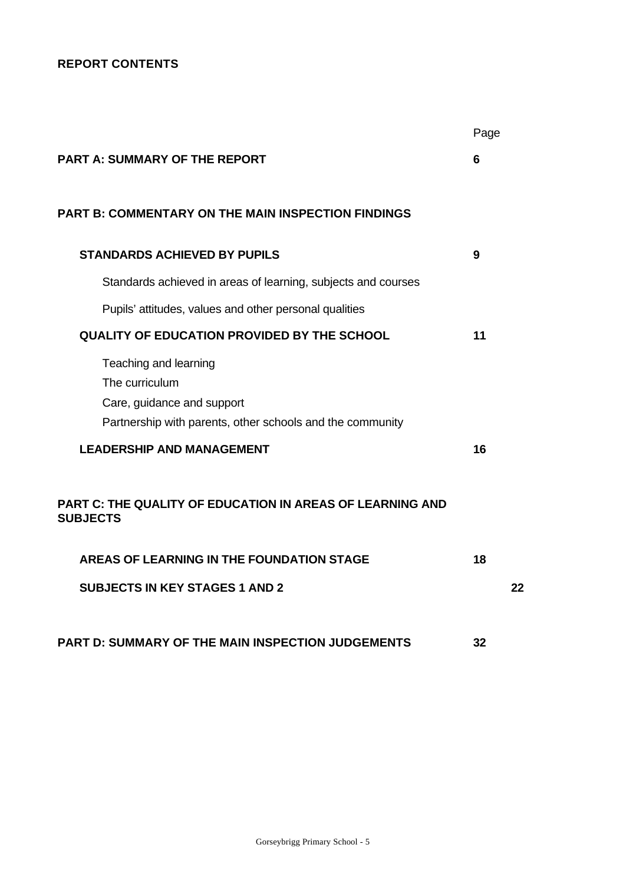**REPORT CONTENTS**

| | Page |
|---|---|
| **PART A: SUMMARY OF THE REPORT** | **6** |
| **PART B: COMMENTARY ON THE MAIN INSPECTION FINDINGS** | |
| **STANDARDS ACHIEVED BY PUPILS** | **9** |
| Standards achieved in areas of learning, subjects and courses | |
| Pupils' attitudes, values and other personal qualities | |
| **QUALITY OF EDUCATION PROVIDED BY THE SCHOOL** | **11** |
| Teaching and learning<br>The curriculum<br>Care, guidance and support<br>Partnership with parents, other schools and the community | |
| **LEADERSHIP AND MANAGEMENT** | **16** |
| **PART C: THE QUALITY OF EDUCATION IN AREAS OF LEARNING AND SUBJECTS** | |
| **AREAS OF LEARNING IN THE FOUNDATION STAGE** | **18** |
| **SUBJECTS IN KEY STAGES 1 AND 2** | **22** |
| **PART D: SUMMARY OF THE MAIN INSPECTION JUDGEMENTS** | **32** |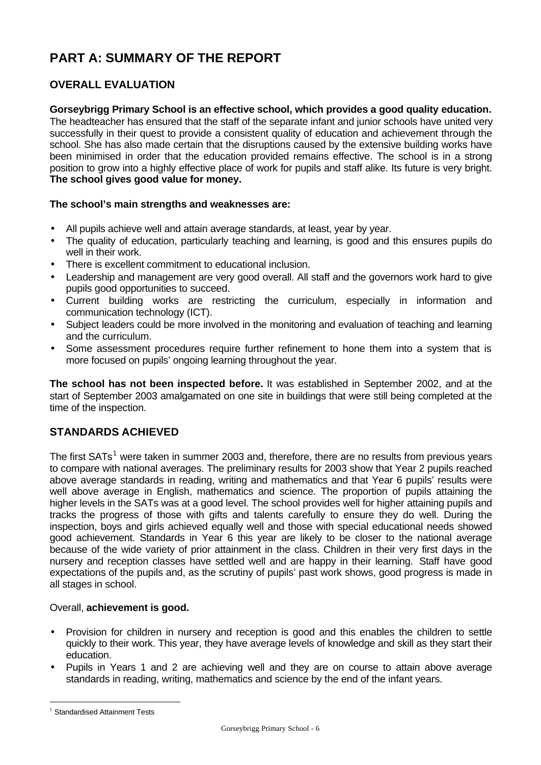# PART A: SUMMARY OF THE REPORT

## OVERALL EVALUATION

**Gorseybrigg Primary School is an effective school, which provides a good quality education.** The headteacher has ensured that the staff of the separate infant and junior schools have united very successfully in their quest to provide a consistent quality of education and achievement through the school. She has also made certain that the disruptions caused by the extensive building works have been minimised in order that the education provided remains effective. The school is in a strong position to grow into a highly effective place of work for pupils and staff alike. Its future is very bright. **The school gives good value for money.**

**The school's main strengths and weaknesses are:**

- All pupils achieve well and attain average standards, at least, year by year.
- The quality of education, particularly teaching and learning, is good and this ensures pupils do well in their work.
- There is excellent commitment to educational inclusion.
- Leadership and management are very good overall. All staff and the governors work hard to give pupils good opportunities to succeed.
- Current building works are restricting the curriculum, especially in information and communication technology (ICT).
- Subject leaders could be more involved in the monitoring and evaluation of teaching and learning and the curriculum.
- Some assessment procedures require further refinement to hone them into a system that is more focused on pupils' ongoing learning throughout the year.

**The school has not been inspected before.** It was established in September 2002, and at the start of September 2003 amalgamated on one site in buildings that were still being completed at the time of the inspection.

## STANDARDS ACHIEVED

The first SATs[1] were taken in summer 2003 and, therefore, there are no results from previous years to compare with national averages. The preliminary results for 2003 show that Year 2 pupils reached above average standards in reading, writing and mathematics and that Year 6 pupils' results were well above average in English, mathematics and science. The proportion of pupils attaining the higher levels in the SATs was at a good level. The school provides well for higher attaining pupils and tracks the progress of those with gifts and talents carefully to ensure they do well. During the inspection, boys and girls achieved equally well and those with special educational needs showed good achievement. Standards in Year 6 this year are likely to be closer to the national average because of the wide variety of prior attainment in the class. Children in their very first days in the nursery and reception classes have settled well and are happy in their learning. Staff have good expectations of the pupils and, as the scrutiny of pupils' past work shows, good progress is made in all stages in school.

Overall, **achievement is good.**

- Provision for children in nursery and reception is good and this enables the children to settle quickly to their work. This year, they have average levels of knowledge and skill as they start their education.
- Pupils in Years 1 and 2 are achieving well and they are on course to attain above average standards in reading, writing, mathematics and science by the end of the infant years.

[1] Standardised Attainment Tests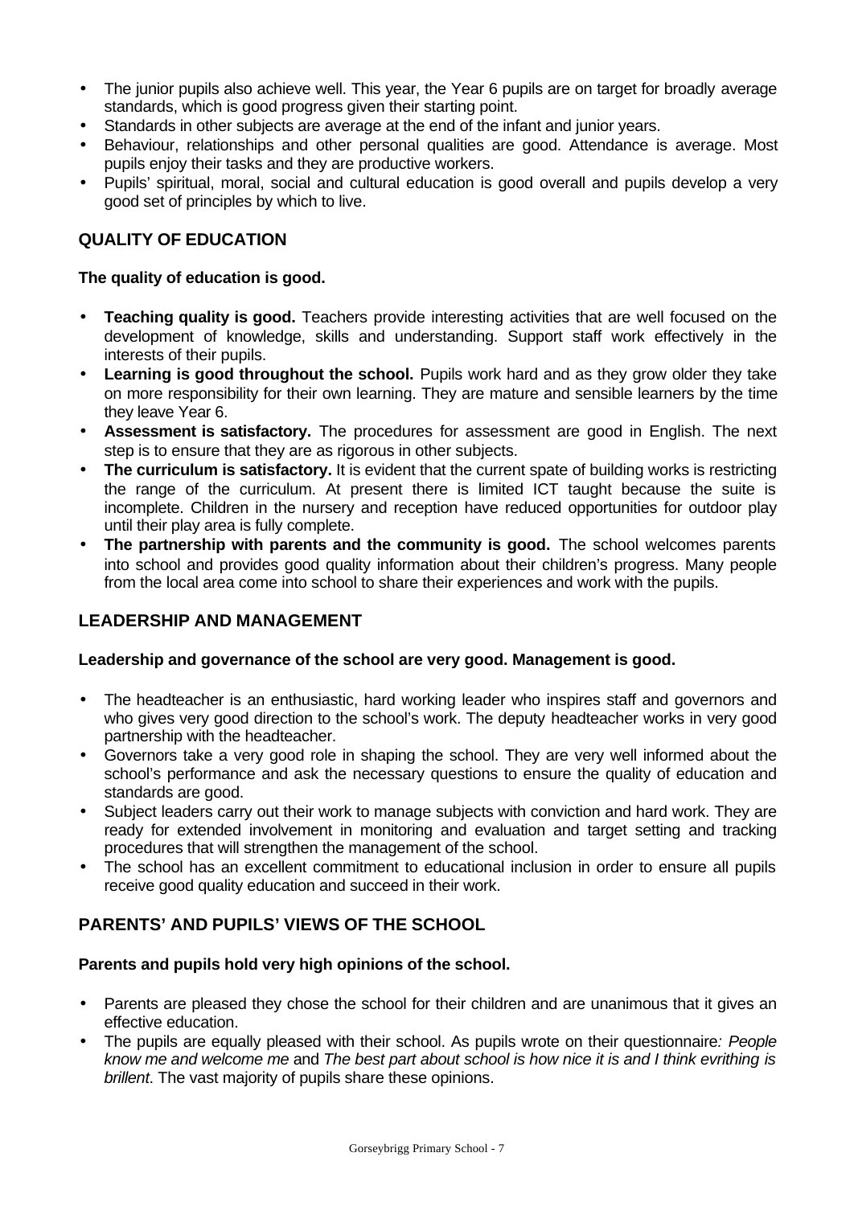- The junior pupils also achieve well. This year, the Year 6 pupils are on target for broadly average standards, which is good progress given their starting point.
- Standards in other subjects are average at the end of the infant and junior years.
- Behaviour, relationships and other personal qualities are good. Attendance is average. Most pupils enjoy their tasks and they are productive workers.
- Pupils' spiritual, moral, social and cultural education is good overall and pupils develop a very good set of principles by which to live.

## QUALITY OF EDUCATION

**The quality of education is good.**

- **Teaching quality is good.** Teachers provide interesting activities that are well focused on the development of knowledge, skills and understanding. Support staff work effectively in the interests of their pupils.
- **Learning is good throughout the school.** Pupils work hard and as they grow older they take on more responsibility for their own learning. They are mature and sensible learners by the time they leave Year 6.
- **Assessment is satisfactory.** The procedures for assessment are good in English. The next step is to ensure that they are as rigorous in other subjects.
- **The curriculum is satisfactory.** It is evident that the current spate of building works is restricting the range of the curriculum. At present there is limited ICT taught because the suite is incomplete. Children in the nursery and reception have reduced opportunities for outdoor play until their play area is fully complete.
- **The partnership with parents and the community is good.** The school welcomes parents into school and provides good quality information about their children's progress. Many people from the local area come into school to share their experiences and work with the pupils.

## LEADERSHIP AND MANAGEMENT

**Leadership and governance of the school are very good. Management is good.**

- The headteacher is an enthusiastic, hard working leader who inspires staff and governors and who gives very good direction to the school's work. The deputy headteacher works in very good partnership with the headteacher.
- Governors take a very good role in shaping the school. They are very well informed about the school's performance and ask the necessary questions to ensure the quality of education and standards are good.
- Subject leaders carry out their work to manage subjects with conviction and hard work. They are ready for extended involvement in monitoring and evaluation and target setting and tracking procedures that will strengthen the management of the school.
- The school has an excellent commitment to educational inclusion in order to ensure all pupils receive good quality education and succeed in their work.

## PARENTS' AND PUPILS' VIEWS OF THE SCHOOL

**Parents and pupils hold very high opinions of the school.**

- Parents are pleased they chose the school for their children and are unanimous that it gives an effective education.
- The pupils are equally pleased with their school. As pupils wrote on their questionnaire*: People know me and welcome me* and *The best part about school is how nice it is and I think evrithing is brillent*. The vast majority of pupils share these opinions.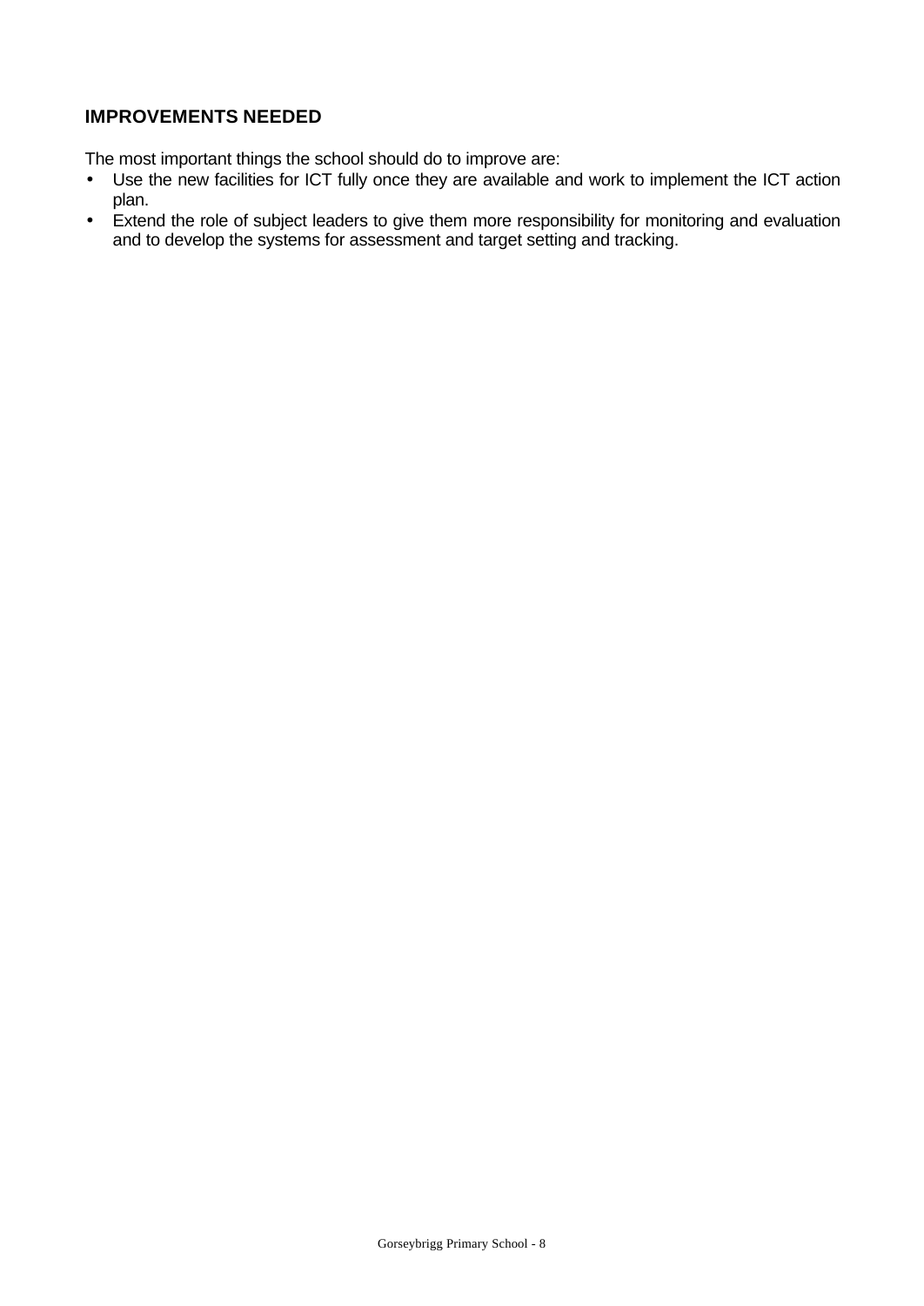### IMPROVEMENTS NEEDED

The most important things the school should do to improve are:

- Use the new facilities for ICT fully once they are available and work to implement the ICT action plan.
- Extend the role of subject leaders to give them more responsibility for monitoring and evaluation and to develop the systems for assessment and target setting and tracking.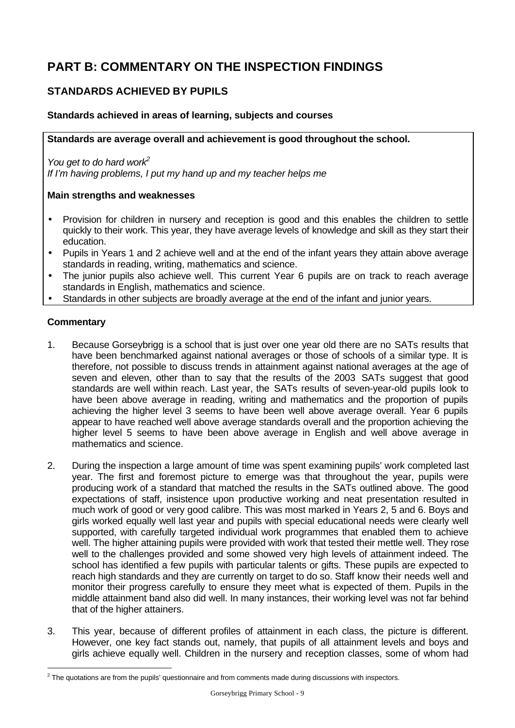# PART B: COMMENTARY ON THE INSPECTION FINDINGS

## STANDARDS ACHIEVED BY PUPILS

### Standards achieved in areas of learning, subjects and courses

**Standards are average overall and achievement is good throughout the school.**

*You get to do hard work*[2]
*If I'm having problems, I put my hand up and my teacher helps me*

**Main strengths and weaknesses**

- Provision for children in nursery and reception is good and this enables the children to settle quickly to their work. This year, they have average levels of knowledge and skill as they start their education.
- Pupils in Years 1 and 2 achieve well and at the end of the infant years they attain above average standards in reading, writing, mathematics and science.
- The junior pupils also achieve well. This current Year 6 pupils are on track to reach average standards in English, mathematics and science.
- Standards in other subjects are broadly average at the end of the infant and junior years.

**Commentary**

1. Because Gorseybrigg is a school that is just over one year old there are no SATs results that have been benchmarked against national averages or those of schools of a similar type. It is therefore, not possible to discuss trends in attainment against national averages at the age of seven and eleven, other than to say that the results of the 2003 SATs suggest that good standards are well within reach. Last year, the SATs results of seven-year-old pupils look to have been above average in reading, writing and mathematics and the proportion of pupils achieving the higher level 3 seems to have been well above average overall. Year 6 pupils appear to have reached well above average standards overall and the proportion achieving the higher level 5 seems to have been above average in English and well above average in mathematics and science.

2. During the inspection a large amount of time was spent examining pupils' work completed last year. The first and foremost picture to emerge was that throughout the year, pupils were producing work of a standard that matched the results in the SATs outlined above. The good expectations of staff, insistence upon productive working and neat presentation resulted in much work of good or very good calibre. This was most marked in Years 2, 5 and 6. Boys and girls worked equally well last year and pupils with special educational needs were clearly well supported, with carefully targeted individual work programmes that enabled them to achieve well. The higher attaining pupils were provided with work that tested their mettle well. They rose well to the challenges provided and some showed very high levels of attainment indeed. The school has identified a few pupils with particular talents or gifts. These pupils are expected to reach high standards and they are currently on target to do so. Staff know their needs well and monitor their progress carefully to ensure they meet what is expected of them. Pupils in the middle attainment band also did well. In many instances, their working level was not far behind that of the higher attainers.

3. This year, because of different profiles of attainment in each class, the picture is different. However, one key fact stands out, namely, that pupils of all attainment levels and boys and girls achieve equally well. Children in the nursery and reception classes, some of whom had

[2] The quotations are from the pupils' questionnaire and from comments made during discussions with inspectors.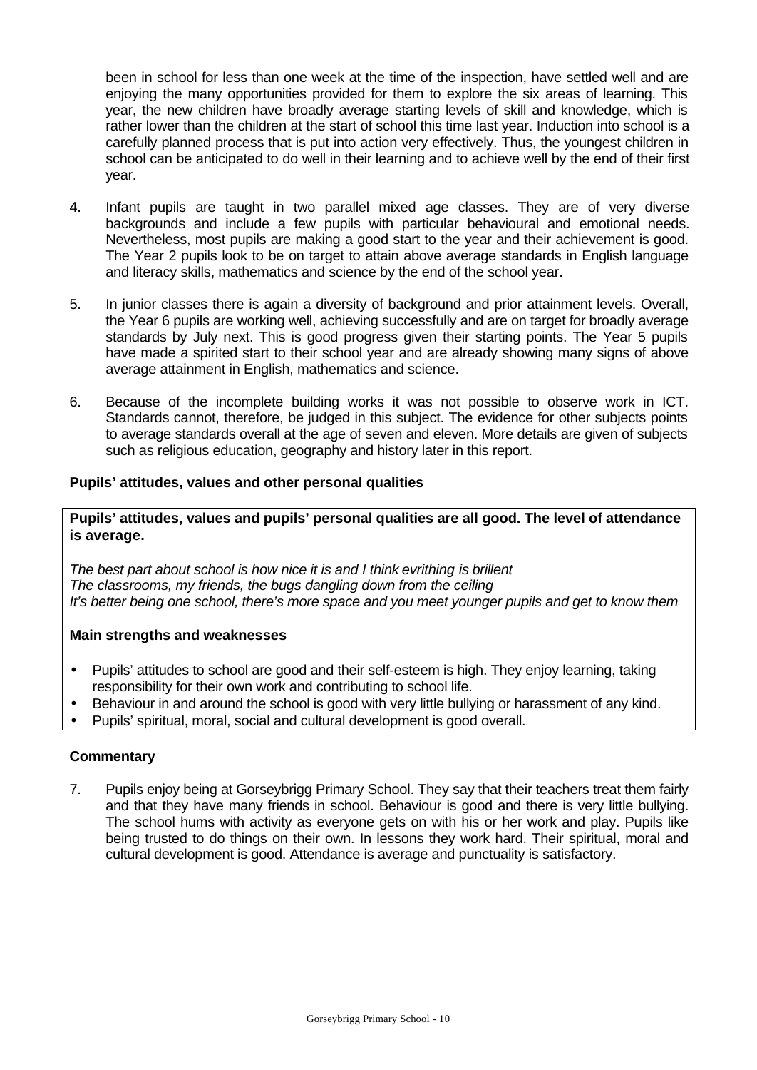been in school for less than one week at the time of the inspection, have settled well and are enjoying the many opportunities provided for them to explore the six areas of learning. This year, the new children have broadly average starting levels of skill and knowledge, which is rather lower than the children at the start of school this time last year. Induction into school is a carefully planned process that is put into action very effectively. Thus, the youngest children in school can be anticipated to do well in their learning and to achieve well by the end of their first year.

4. Infant pupils are taught in two parallel mixed age classes. They are of very diverse backgrounds and include a few pupils with particular behavioural and emotional needs. Nevertheless, most pupils are making a good start to the year and their achievement is good. The Year 2 pupils look to be on target to attain above average standards in English language and literacy skills, mathematics and science by the end of the school year.

5. In junior classes there is again a diversity of background and prior attainment levels. Overall, the Year 6 pupils are working well, achieving successfully and are on target for broadly average standards by July next. This is good progress given their starting points. The Year 5 pupils have made a spirited start to their school year and are already showing many signs of above average attainment in English, mathematics and science.

6. Because of the incomplete building works it was not possible to observe work in ICT. Standards cannot, therefore, be judged in this subject. The evidence for other subjects points to average standards overall at the age of seven and eleven. More details are given of subjects such as religious education, geography and history later in this report.

### Pupils' attitudes, values and other personal qualities

**Pupils' attitudes, values and pupils' personal qualities are all good. The level of attendance is average.**

*The best part about school is how nice it is and I think evrithing is brillent*
*The classrooms, my friends, the bugs dangling down from the ceiling*
*It's better being one school, there's more space and you meet younger pupils and get to know them*

**Main strengths and weaknesses**

- Pupils' attitudes to school are good and their self-esteem is high. They enjoy learning, taking responsibility for their own work and contributing to school life.
- Behaviour in and around the school is good with very little bullying or harassment of any kind.
- Pupils' spiritual, moral, social and cultural development is good overall.

### Commentary

7. Pupils enjoy being at Gorseybrigg Primary School. They say that their teachers treat them fairly and that they have many friends in school. Behaviour is good and there is very little bullying. The school hums with activity as everyone gets on with his or her work and play. Pupils like being trusted to do things on their own. In lessons they work hard. Their spiritual, moral and cultural development is good. Attendance is average and punctuality is satisfactory.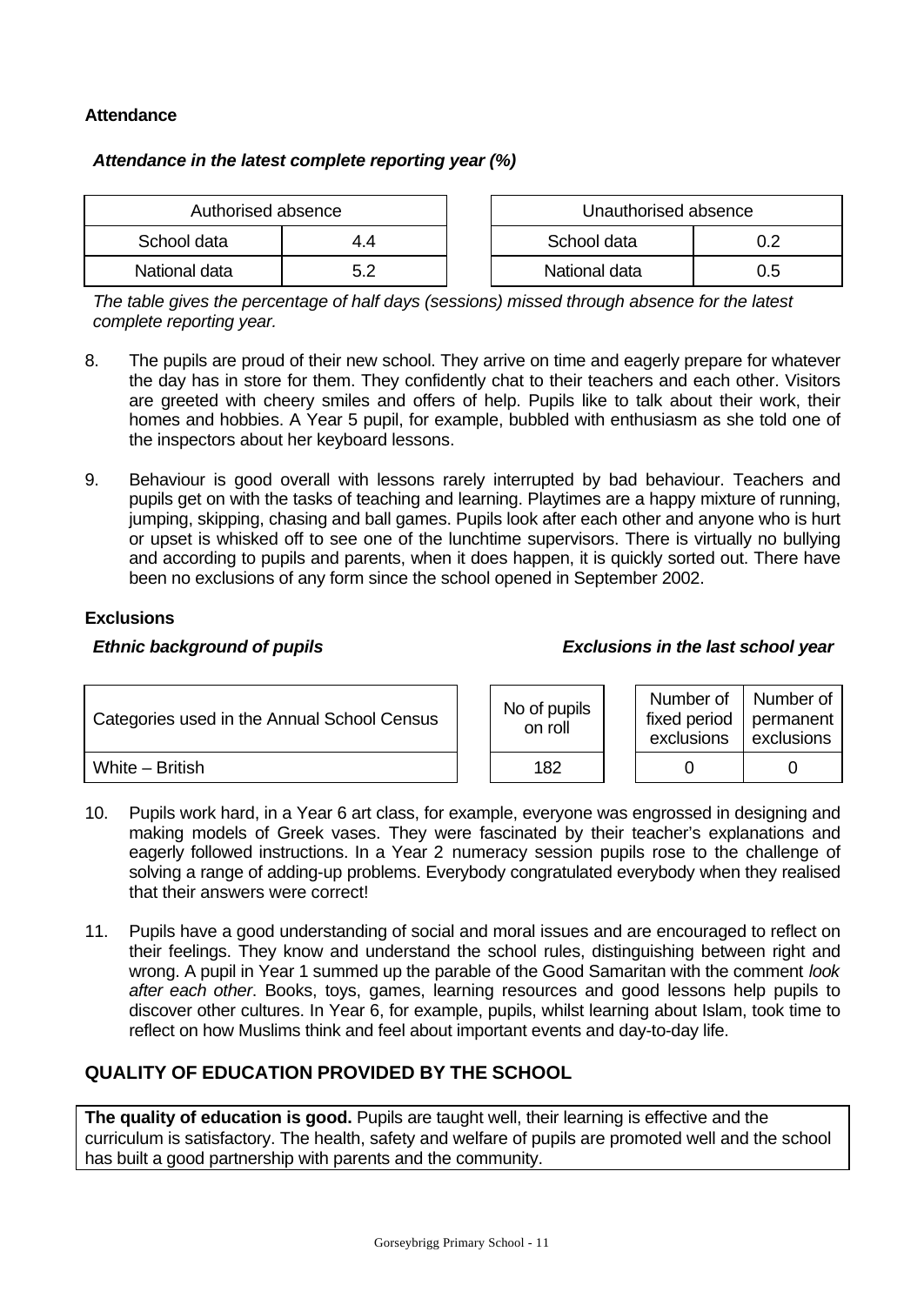### Attendance

***Attendance in the latest complete reporting year (%)***

| Authorised absence | |
|---|---|
| School data | 4.4 |
| National data | 5.2 |

| Unauthorised absence | |
|---|---|
| School data | 0.2 |
| National data | 0.5 |

*The table gives the percentage of half days (sessions) missed through absence for the latest complete reporting year.*

8. The pupils are proud of their new school. They arrive on time and eagerly prepare for whatever the day has in store for them. They confidently chat to their teachers and each other. Visitors are greeted with cheery smiles and offers of help. Pupils like to talk about their work, their homes and hobbies. A Year 5 pupil, for example, bubbled with enthusiasm as she told one of the inspectors about her keyboard lessons.

9. Behaviour is good overall with lessons rarely interrupted by bad behaviour. Teachers and pupils get on with the tasks of teaching and learning. Playtimes are a happy mixture of running, jumping, skipping, chasing and ball games. Pupils look after each other and anyone who is hurt or upset is whisked off to see one of the lunchtime supervisors. There is virtually no bullying and according to pupils and parents, when it does happen, it is quickly sorted out. There have been no exclusions of any form since the school opened in September 2002.

### Exclusions

***Ethnic background of pupils*** ***Exclusions in the last school year***

| Categories used in the Annual School Census | No of pupils on roll | Number of fixed period exclusions | Number of permanent exclusions |
|---|---|---|---|
| White – British | 182 | 0 | 0 |

10. Pupils work hard, in a Year 6 art class, for example, everyone was engrossed in designing and making models of Greek vases. They were fascinated by their teacher's explanations and eagerly followed instructions. In a Year 2 numeracy session pupils rose to the challenge of solving a range of adding-up problems. Everybody congratulated everybody when they realised that their answers were correct!

11. Pupils have a good understanding of social and moral issues and are encouraged to reflect on their feelings. They know and understand the school rules, distinguishing between right and wrong. A pupil in Year 1 summed up the parable of the Good Samaritan with the comment *look after each other*. Books, toys, games, learning resources and good lessons help pupils to discover other cultures. In Year 6, for example, pupils, whilst learning about Islam, took time to reflect on how Muslims think and feel about important events and day-to-day life.

## QUALITY OF EDUCATION PROVIDED BY THE SCHOOL

**The quality of education is good.** Pupils are taught well, their learning is effective and the curriculum is satisfactory. The health, safety and welfare of pupils are promoted well and the school has built a good partnership with parents and the community.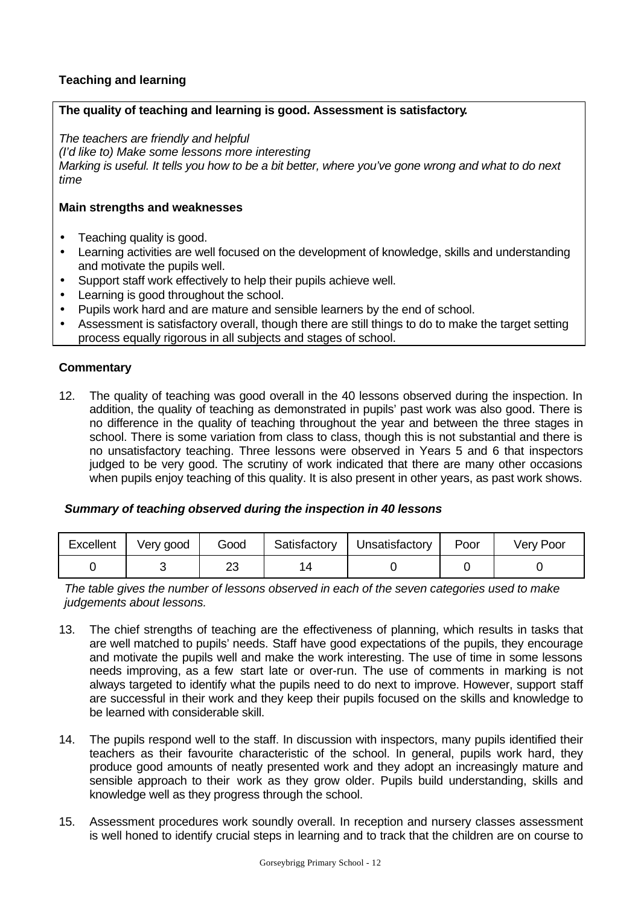### Teaching and learning

**The quality of teaching and learning is good. Assessment is satisfactory.**

*The teachers are friendly and helpful*
*(I'd like to) Make some lessons more interesting*
*Marking is useful. It tells you how to be a bit better, where you've gone wrong and what to do next time*

**Main strengths and weaknesses**

- Teaching quality is good.
- Learning activities are well focused on the development of knowledge, skills and understanding and motivate the pupils well.
- Support staff work effectively to help their pupils achieve well.
- Learning is good throughout the school.
- Pupils work hard and are mature and sensible learners by the end of school.
- Assessment is satisfactory overall, though there are still things to do to make the target setting process equally rigorous in all subjects and stages of school.

**Commentary**

12. The quality of teaching was good overall in the 40 lessons observed during the inspection. In addition, the quality of teaching as demonstrated in pupils' past work was also good. There is no difference in the quality of teaching throughout the year and between the three stages in school. There is some variation from class to class, though this is not substantial and there is no unsatisfactory teaching. Three lessons were observed in Years 5 and 6 that inspectors judged to be very good. The scrutiny of work indicated that there are many other occasions when pupils enjoy teaching of this quality. It is also present in other years, as past work shows.

***Summary of teaching observed during the inspection in 40 lessons***

| Excellent | Very good | Good | Satisfactory | Unsatisfactory | Poor | Very Poor |
|---|---|---|---|---|---|---|
| 0 | 3 | 23 | 14 | 0 | 0 | 0 |

*The table gives the number of lessons observed in each of the seven categories used to make judgements about lessons.*

13. The chief strengths of teaching are the effectiveness of planning, which results in tasks that are well matched to pupils' needs. Staff have good expectations of the pupils, they encourage and motivate the pupils well and make the work interesting. The use of time in some lessons needs improving, as a few start late or over-run. The use of comments in marking is not always targeted to identify what the pupils need to do next to improve. However, support staff are successful in their work and they keep their pupils focused on the skills and knowledge to be learned with considerable skill.

14. The pupils respond well to the staff. In discussion with inspectors, many pupils identified their teachers as their favourite characteristic of the school. In general, pupils work hard, they produce good amounts of neatly presented work and they adopt an increasingly mature and sensible approach to their work as they grow older. Pupils build understanding, skills and knowledge well as they progress through the school.

15. Assessment procedures work soundly overall. In reception and nursery classes assessment is well honed to identify crucial steps in learning and to track that the children are on course to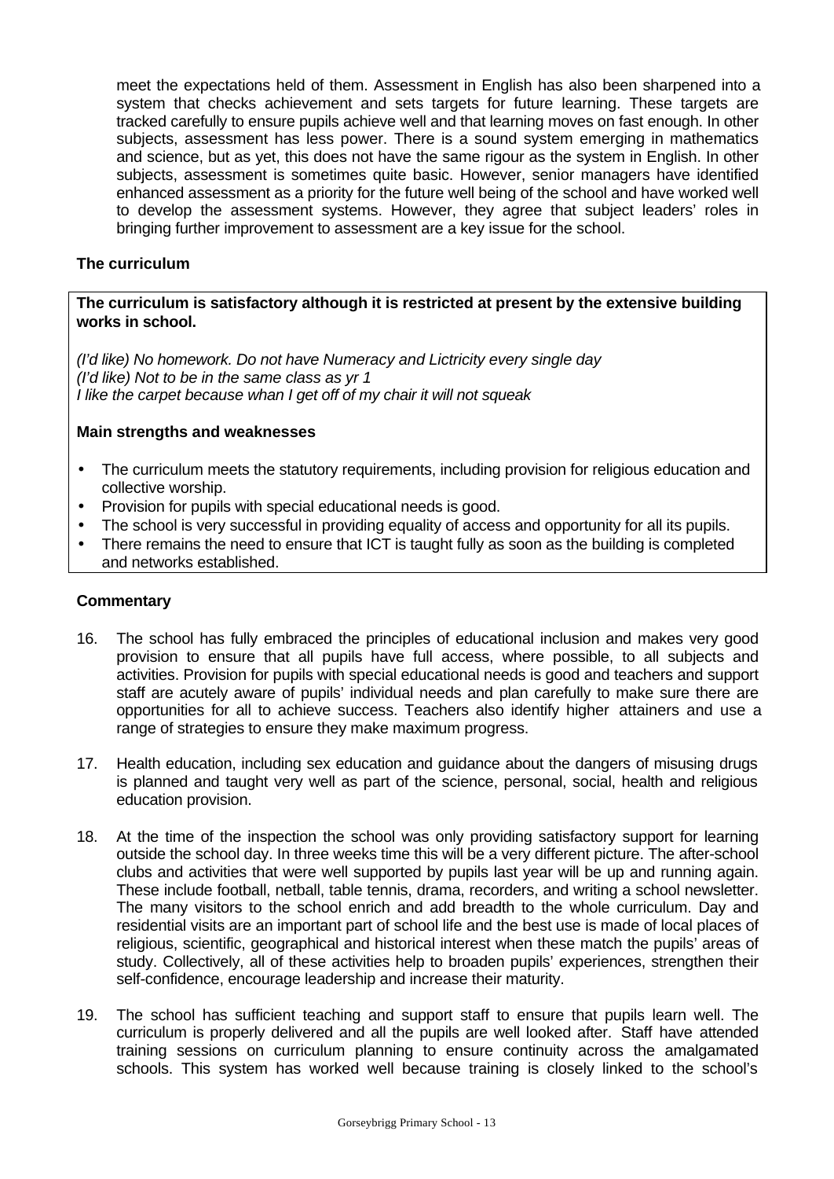meet the expectations held of them. Assessment in English has also been sharpened into a system that checks achievement and sets targets for future learning. These targets are tracked carefully to ensure pupils achieve well and that learning moves on fast enough. In other subjects, assessment has less power. There is a sound system emerging in mathematics and science, but as yet, this does not have the same rigour as the system in English. In other subjects, assessment is sometimes quite basic. However, senior managers have identified enhanced assessment as a priority for the future well being of the school and have worked well to develop the assessment systems. However, they agree that subject leaders' roles in bringing further improvement to assessment are a key issue for the school.

### The curriculum

**The curriculum is satisfactory although it is restricted at present by the extensive building works in school.**

*(I'd like) No homework. Do not have Numeracy and Lictricity every single day*
*(I'd like) Not to be in the same class as yr 1*
*I like the carpet because whan I get off of my chair it will not squeak*

**Main strengths and weaknesses**

- The curriculum meets the statutory requirements, including provision for religious education and collective worship.
- Provision for pupils with special educational needs is good.
- The school is very successful in providing equality of access and opportunity for all its pupils.
- There remains the need to ensure that ICT is taught fully as soon as the building is completed and networks established.

### Commentary

16. The school has fully embraced the principles of educational inclusion and makes very good provision to ensure that all pupils have full access, where possible, to all subjects and activities. Provision for pupils with special educational needs is good and teachers and support staff are acutely aware of pupils' individual needs and plan carefully to make sure there are opportunities for all to achieve success. Teachers also identify higher attainers and use a range of strategies to ensure they make maximum progress.

17. Health education, including sex education and guidance about the dangers of misusing drugs is planned and taught very well as part of the science, personal, social, health and religious education provision.

18. At the time of the inspection the school was only providing satisfactory support for learning outside the school day. In three weeks time this will be a very different picture. The after-school clubs and activities that were well supported by pupils last year will be up and running again. These include football, netball, table tennis, drama, recorders, and writing a school newsletter. The many visitors to the school enrich and add breadth to the whole curriculum. Day and residential visits are an important part of school life and the best use is made of local places of religious, scientific, geographical and historical interest when these match the pupils' areas of study. Collectively, all of these activities help to broaden pupils' experiences, strengthen their self-confidence, encourage leadership and increase their maturity.

19. The school has sufficient teaching and support staff to ensure that pupils learn well. The curriculum is properly delivered and all the pupils are well looked after. Staff have attended training sessions on curriculum planning to ensure continuity across the amalgamated schools. This system has worked well because training is closely linked to the school's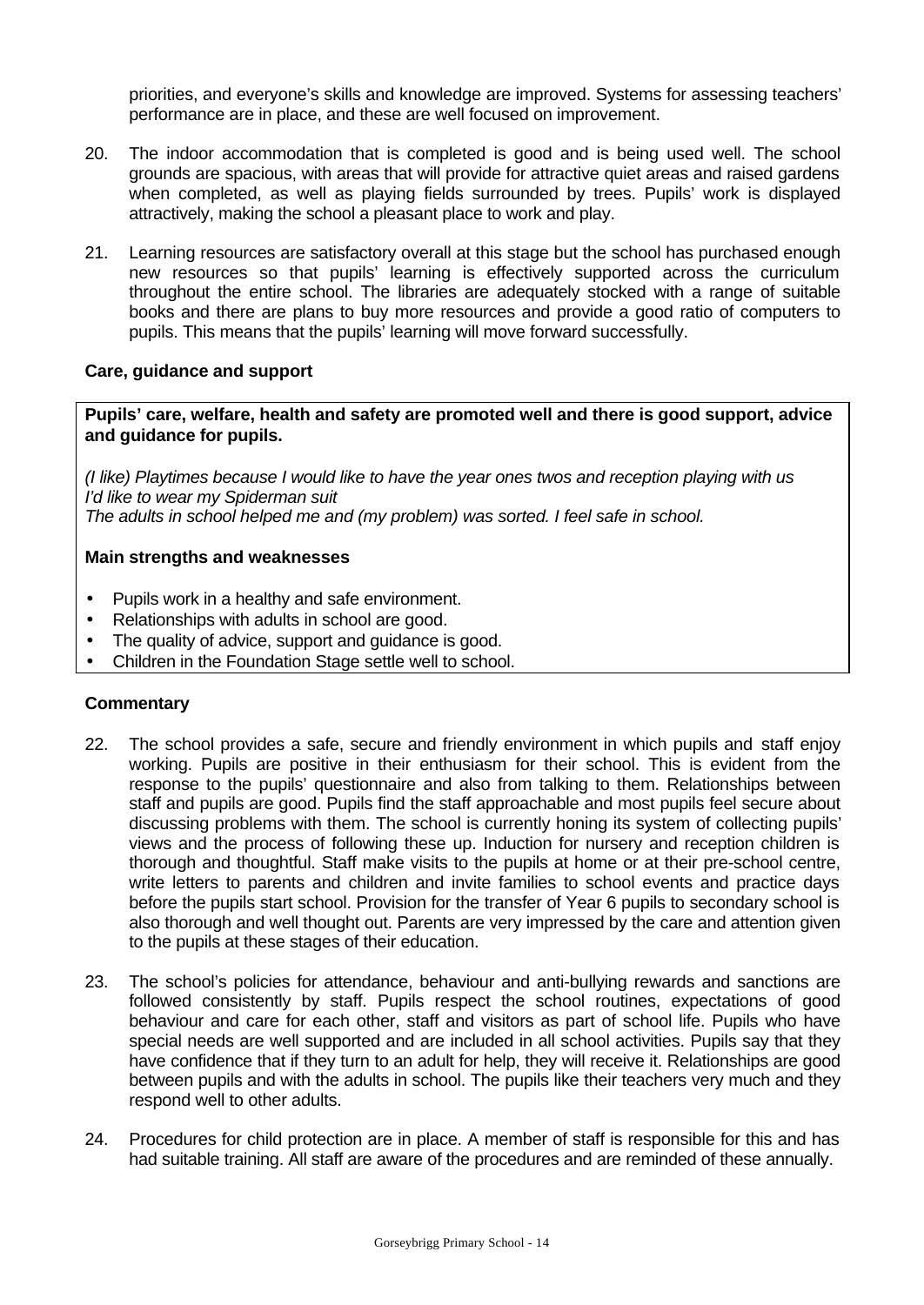priorities, and everyone's skills and knowledge are improved. Systems for assessing teachers' performance are in place, and these are well focused on improvement.

20. The indoor accommodation that is completed is good and is being used well. The school grounds are spacious, with areas that will provide for attractive quiet areas and raised gardens when completed, as well as playing fields surrounded by trees. Pupils' work is displayed attractively, making the school a pleasant place to work and play.

21. Learning resources are satisfactory overall at this stage but the school has purchased enough new resources so that pupils' learning is effectively supported across the curriculum throughout the entire school. The libraries are adequately stocked with a range of suitable books and there are plans to buy more resources and provide a good ratio of computers to pupils. This means that the pupils' learning will move forward successfully.

### Care, guidance and support

**Pupils' care, welfare, health and safety are promoted well and there is good support, advice and guidance for pupils.**

*(I like) Playtimes because I would like to have the year ones twos and reception playing with us*
*I'd like to wear my Spiderman suit*
*The adults in school helped me and (my problem) was sorted. I feel safe in school.*

**Main strengths and weaknesses**

- Pupils work in a healthy and safe environment.
- Relationships with adults in school are good.
- The quality of advice, support and guidance is good.
- Children in the Foundation Stage settle well to school.

**Commentary**

22. The school provides a safe, secure and friendly environment in which pupils and staff enjoy working. Pupils are positive in their enthusiasm for their school. This is evident from the response to the pupils' questionnaire and also from talking to them. Relationships between staff and pupils are good. Pupils find the staff approachable and most pupils feel secure about discussing problems with them. The school is currently honing its system of collecting pupils' views and the process of following these up. Induction for nursery and reception children is thorough and thoughtful. Staff make visits to the pupils at home or at their pre-school centre, write letters to parents and children and invite families to school events and practice days before the pupils start school. Provision for the transfer of Year 6 pupils to secondary school is also thorough and well thought out. Parents are very impressed by the care and attention given to the pupils at these stages of their education.

23. The school's policies for attendance, behaviour and anti-bullying rewards and sanctions are followed consistently by staff. Pupils respect the school routines, expectations of good behaviour and care for each other, staff and visitors as part of school life. Pupils who have special needs are well supported and are included in all school activities. Pupils say that they have confidence that if they turn to an adult for help, they will receive it. Relationships are good between pupils and with the adults in school. The pupils like their teachers very much and they respond well to other adults.

24. Procedures for child protection are in place. A member of staff is responsible for this and has had suitable training. All staff are aware of the procedures and are reminded of these annually.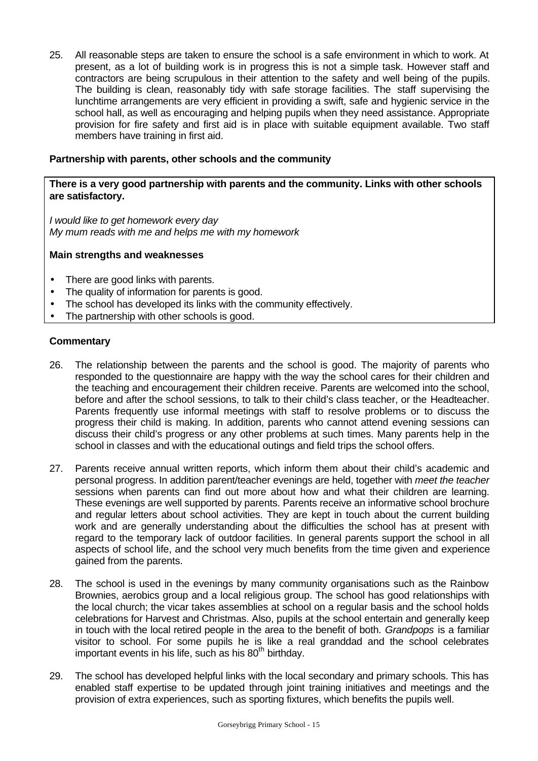25. All reasonable steps are taken to ensure the school is a safe environment in which to work. At present, as a lot of building work is in progress this is not a simple task. However staff and contractors are being scrupulous in their attention to the safety and well being of the pupils. The building is clean, reasonably tidy with safe storage facilities. The staff supervising the lunchtime arrangements are very efficient in providing a swift, safe and hygienic service in the school hall, as well as encouraging and helping pupils when they need assistance. Appropriate provision for fire safety and first aid is in place with suitable equipment available. Two staff members have training in first aid.

### Partnership with parents, other schools and the community

**There is a very good partnership with parents and the community. Links with other schools are satisfactory.**

*I would like to get homework every day*
*My mum reads with me and helps me with my homework*

**Main strengths and weaknesses**

- There are good links with parents.
- The quality of information for parents is good.
- The school has developed its links with the community effectively.
- The partnership with other schools is good.

### Commentary

26. The relationship between the parents and the school is good. The majority of parents who responded to the questionnaire are happy with the way the school cares for their children and the teaching and encouragement their children receive. Parents are welcomed into the school, before and after the school sessions, to talk to their child's class teacher, or the Headteacher. Parents frequently use informal meetings with staff to resolve problems or to discuss the progress their child is making. In addition, parents who cannot attend evening sessions can discuss their child's progress or any other problems at such times. Many parents help in the school in classes and with the educational outings and field trips the school offers.

27. Parents receive annual written reports, which inform them about their child's academic and personal progress. In addition parent/teacher evenings are held, together with *meet the teacher* sessions when parents can find out more about how and what their children are learning. These evenings are well supported by parents. Parents receive an informative school brochure and regular letters about school activities. They are kept in touch about the current building work and are generally understanding about the difficulties the school has at present with regard to the temporary lack of outdoor facilities. In general parents support the school in all aspects of school life, and the school very much benefits from the time given and experience gained from the parents.

28. The school is used in the evenings by many community organisations such as the Rainbow Brownies, aerobics group and a local religious group. The school has good relationships with the local church; the vicar takes assemblies at school on a regular basis and the school holds celebrations for Harvest and Christmas. Also, pupils at the school entertain and generally keep in touch with the local retired people in the area to the benefit of both. *Grandpops* is a familiar visitor to school. For some pupils he is like a real granddad and the school celebrates important events in his life, such as his 80th birthday.

29. The school has developed helpful links with the local secondary and primary schools. This has enabled staff expertise to be updated through joint training initiatives and meetings and the provision of extra experiences, such as sporting fixtures, which benefits the pupils well.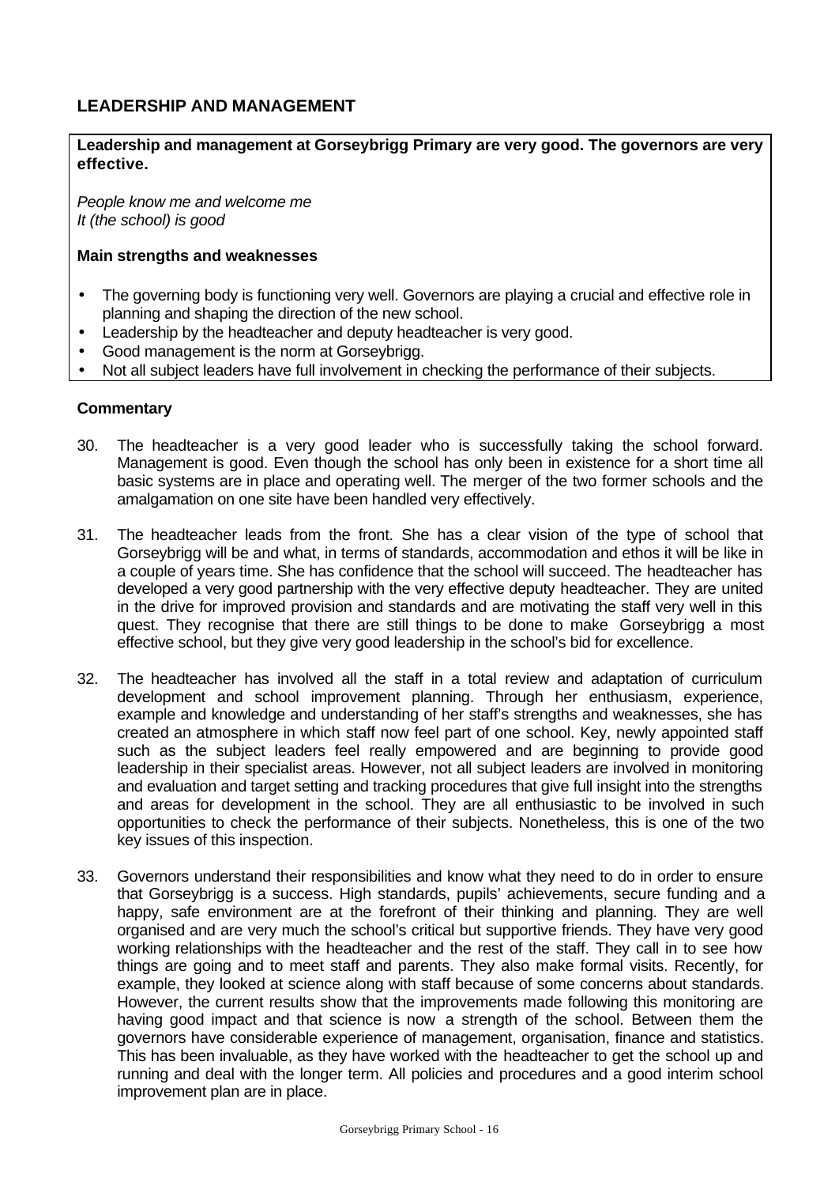### LEADERSHIP AND MANAGEMENT

**Leadership and management at Gorseybrigg Primary are very good. The governors are very effective.**

*People know me and welcome me*
*It (the school) is good*

**Main strengths and weaknesses**

- The governing body is functioning very well. Governors are playing a crucial and effective role in planning and shaping the direction of the new school.
- Leadership by the headteacher and deputy headteacher is very good.
- Good management is the norm at Gorseybrigg.
- Not all subject leaders have full involvement in checking the performance of their subjects.

**Commentary**

30. The headteacher is a very good leader who is successfully taking the school forward. Management is good. Even though the school has only been in existence for a short time all basic systems are in place and operating well. The merger of the two former schools and the amalgamation on one site have been handled very effectively.

31. The headteacher leads from the front. She has a clear vision of the type of school that Gorseybrigg will be and what, in terms of standards, accommodation and ethos it will be like in a couple of years time. She has confidence that the school will succeed. The headteacher has developed a very good partnership with the very effective deputy headteacher. They are united in the drive for improved provision and standards and are motivating the staff very well in this quest. They recognise that there are still things to be done to make Gorseybrigg a most effective school, but they give very good leadership in the school's bid for excellence.

32. The headteacher has involved all the staff in a total review and adaptation of curriculum development and school improvement planning. Through her enthusiasm, experience, example and knowledge and understanding of her staff's strengths and weaknesses, she has created an atmosphere in which staff now feel part of one school. Key, newly appointed staff such as the subject leaders feel really empowered and are beginning to provide good leadership in their specialist areas. However, not all subject leaders are involved in monitoring and evaluation and target setting and tracking procedures that give full insight into the strengths and areas for development in the school. They are all enthusiastic to be involved in such opportunities to check the performance of their subjects. Nonetheless, this is one of the two key issues of this inspection.

33. Governors understand their responsibilities and know what they need to do in order to ensure that Gorseybrigg is a success. High standards, pupils' achievements, secure funding and a happy, safe environment are at the forefront of their thinking and planning. They are well organised and are very much the school's critical but supportive friends. They have very good working relationships with the headteacher and the rest of the staff. They call in to see how things are going and to meet staff and parents. They also make formal visits. Recently, for example, they looked at science along with staff because of some concerns about standards. However, the current results show that the improvements made following this monitoring are having good impact and that science is now a strength of the school. Between them the governors have considerable experience of management, organisation, finance and statistics. This has been invaluable, as they have worked with the headteacher to get the school up and running and deal with the longer term. All policies and procedures and a good interim school improvement plan are in place.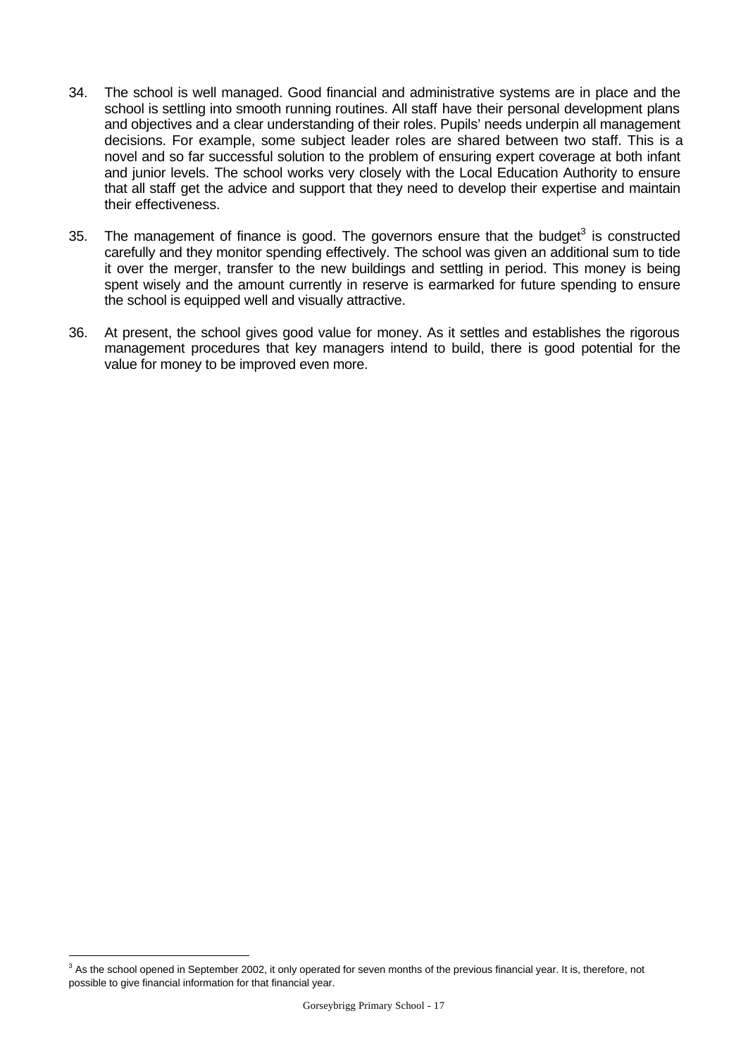34. The school is well managed. Good financial and administrative systems are in place and the school is settling into smooth running routines. All staff have their personal development plans and objectives and a clear understanding of their roles. Pupils' needs underpin all management decisions. For example, some subject leader roles are shared between two staff. This is a novel and so far successful solution to the problem of ensuring expert coverage at both infant and junior levels. The school works very closely with the Local Education Authority to ensure that all staff get the advice and support that they need to develop their expertise and maintain their effectiveness.

35. The management of finance is good. The governors ensure that the budget[3] is constructed carefully and they monitor spending effectively. The school was given an additional sum to tide it over the merger, transfer to the new buildings and settling in period. This money is being spent wisely and the amount currently in reserve is earmarked for future spending to ensure the school is equipped well and visually attractive.

36. At present, the school gives good value for money. As it settles and establishes the rigorous management procedures that key managers intend to build, there is good potential for the value for money to be improved even more.

[3] As the school opened in September 2002, it only operated for seven months of the previous financial year. It is, therefore, not possible to give financial information for that financial year.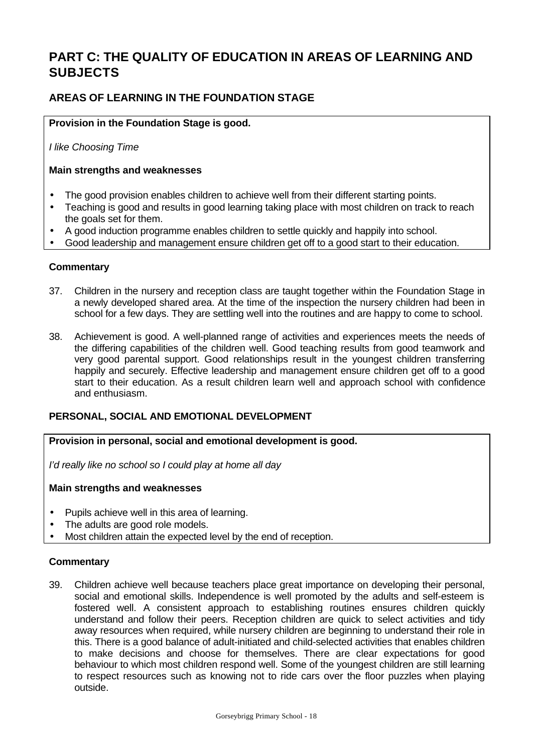# PART C: THE QUALITY OF EDUCATION IN AREAS OF LEARNING AND SUBJECTS

## AREAS OF LEARNING IN THE FOUNDATION STAGE

**Provision in the Foundation Stage is good.**

*I like Choosing Time*

**Main strengths and weaknesses**

- The good provision enables children to achieve well from their different starting points.
- Teaching is good and results in good learning taking place with most children on track to reach the goals set for them.
- A good induction programme enables children to settle quickly and happily into school.
- Good leadership and management ensure children get off to a good start to their education.

**Commentary**

37. Children in the nursery and reception class are taught together within the Foundation Stage in a newly developed shared area. At the time of the inspection the nursery children had been in school for a few days. They are settling well into the routines and are happy to come to school.

38. Achievement is good. A well-planned range of activities and experiences meets the needs of the differing capabilities of the children well. Good teaching results from good teamwork and very good parental support. Good relationships result in the youngest children transferring happily and securely. Effective leadership and management ensure children get off to a good start to their education. As a result children learn well and approach school with confidence and enthusiasm.

### PERSONAL, SOCIAL AND EMOTIONAL DEVELOPMENT

**Provision in personal, social and emotional development is good.**

*I'd really like no school so I could play at home all day*

**Main strengths and weaknesses**

- Pupils achieve well in this area of learning.
- The adults are good role models.
- Most children attain the expected level by the end of reception.

**Commentary**

39. Children achieve well because teachers place great importance on developing their personal, social and emotional skills. Independence is well promoted by the adults and self-esteem is fostered well. A consistent approach to establishing routines ensures children quickly understand and follow their peers. Reception children are quick to select activities and tidy away resources when required, while nursery children are beginning to understand their role in this. There is a good balance of adult-initiated and child-selected activities that enables children to make decisions and choose for themselves. There are clear expectations for good behaviour to which most children respond well. Some of the youngest children are still learning to respect resources such as knowing not to ride cars over the floor puzzles when playing outside.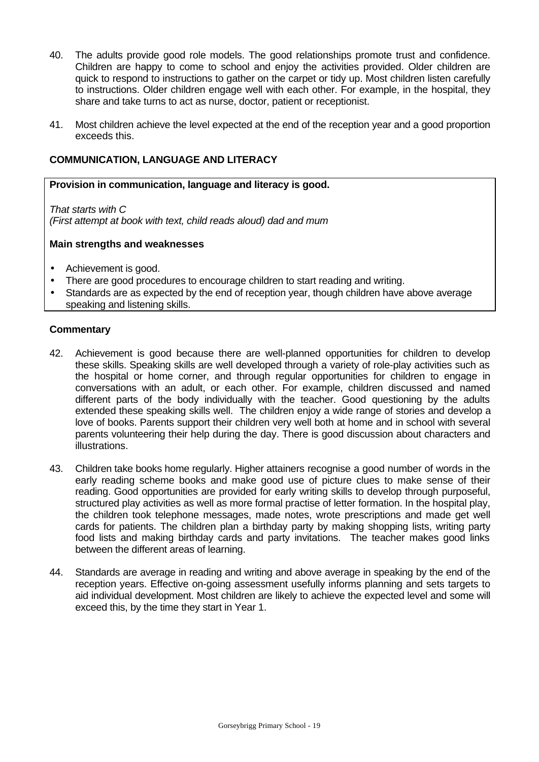40. The adults provide good role models. The good relationships promote trust and confidence. Children are happy to come to school and enjoy the activities provided. Older children are quick to respond to instructions to gather on the carpet or tidy up. Most children listen carefully to instructions. Older children engage well with each other. For example, in the hospital, they share and take turns to act as nurse, doctor, patient or receptionist.

41. Most children achieve the level expected at the end of the reception year and a good proportion exceeds this.

### COMMUNICATION, LANGUAGE AND LITERACY

**Provision in communication, language and literacy is good.**

*That starts with C*
*(First attempt at book with text, child reads aloud) dad and mum*

**Main strengths and weaknesses**

- Achievement is good.
- There are good procedures to encourage children to start reading and writing.
- Standards are as expected by the end of reception year, though children have above average speaking and listening skills.

**Commentary**

42. Achievement is good because there are well-planned opportunities for children to develop these skills. Speaking skills are well developed through a variety of role-play activities such as the hospital or home corner, and through regular opportunities for children to engage in conversations with an adult, or each other. For example, children discussed and named different parts of the body individually with the teacher. Good questioning by the adults extended these speaking skills well. The children enjoy a wide range of stories and develop a love of books. Parents support their children very well both at home and in school with several parents volunteering their help during the day. There is good discussion about characters and illustrations.

43. Children take books home regularly. Higher attainers recognise a good number of words in the early reading scheme books and make good use of picture clues to make sense of their reading. Good opportunities are provided for early writing skills to develop through purposeful, structured play activities as well as more formal practise of letter formation. In the hospital play, the children took telephone messages, made notes, wrote prescriptions and made get well cards for patients. The children plan a birthday party by making shopping lists, writing party food lists and making birthday cards and party invitations. The teacher makes good links between the different areas of learning.

44. Standards are average in reading and writing and above average in speaking by the end of the reception years. Effective on-going assessment usefully informs planning and sets targets to aid individual development. Most children are likely to achieve the expected level and some will exceed this, by the time they start in Year 1.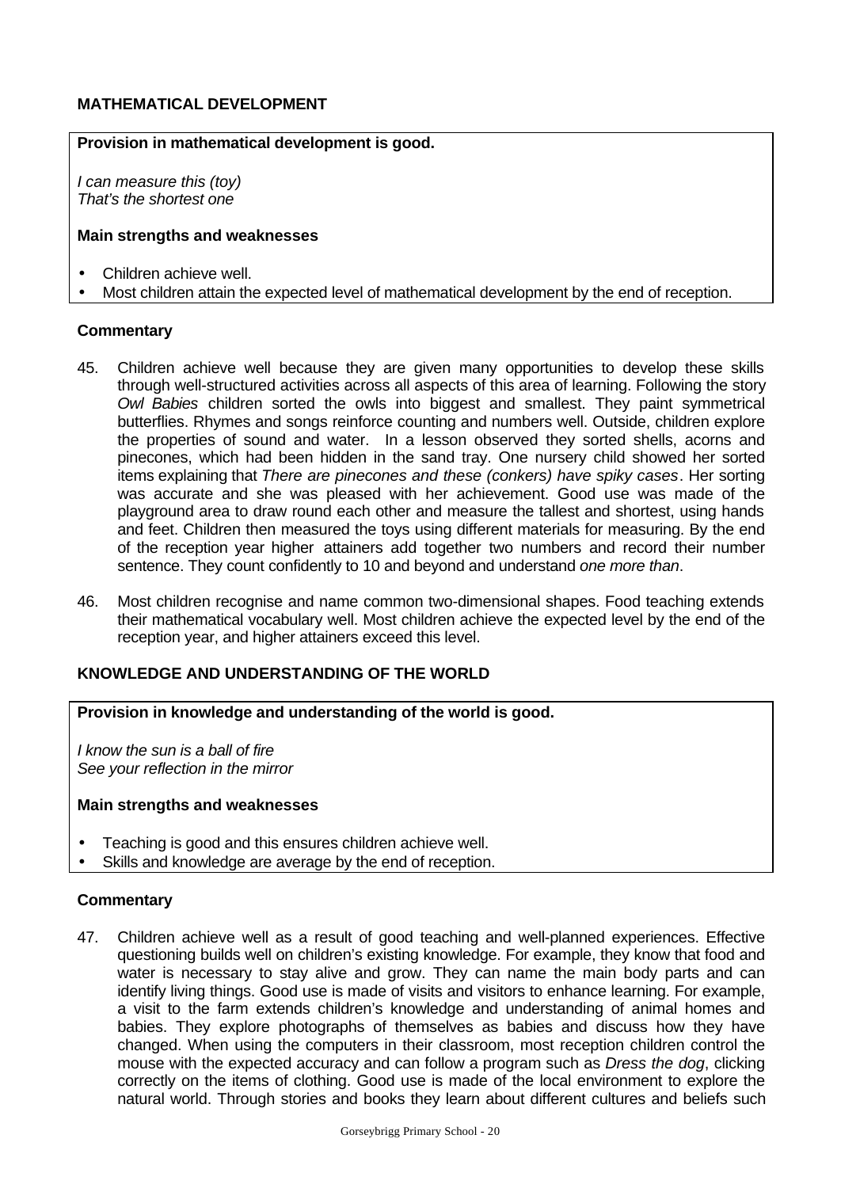## MATHEMATICAL DEVELOPMENT

**Provision in mathematical development is good.**

*I can measure this (toy)*
*That's the shortest one*

**Main strengths and weaknesses**

- Children achieve well.
- Most children attain the expected level of mathematical development by the end of reception.

**Commentary**

45. Children achieve well because they are given many opportunities to develop these skills through well-structured activities across all aspects of this area of learning. Following the story *Owl Babies* children sorted the owls into biggest and smallest. They paint symmetrical butterflies. Rhymes and songs reinforce counting and numbers well. Outside, children explore the properties of sound and water. In a lesson observed they sorted shells, acorns and pinecones, which had been hidden in the sand tray. One nursery child showed her sorted items explaining that *There are pinecones and these (conkers) have spiky cases*. Her sorting was accurate and she was pleased with her achievement. Good use was made of the playground area to draw round each other and measure the tallest and shortest, using hands and feet. Children then measured the toys using different materials for measuring. By the end of the reception year higher attainers add together two numbers and record their number sentence. They count confidently to 10 and beyond and understand *one more than*.

46. Most children recognise and name common two-dimensional shapes. Food teaching extends their mathematical vocabulary well. Most children achieve the expected level by the end of the reception year, and higher attainers exceed this level.

## KNOWLEDGE AND UNDERSTANDING OF THE WORLD

**Provision in knowledge and understanding of the world is good.**

*I know the sun is a ball of fire*
*See your reflection in the mirror*

**Main strengths and weaknesses**

- Teaching is good and this ensures children achieve well.
- Skills and knowledge are average by the end of reception.

**Commentary**

47. Children achieve well as a result of good teaching and well-planned experiences. Effective questioning builds well on children's existing knowledge. For example, they know that food and water is necessary to stay alive and grow. They can name the main body parts and can identify living things. Good use is made of visits and visitors to enhance learning. For example, a visit to the farm extends children's knowledge and understanding of animal homes and babies. They explore photographs of themselves as babies and discuss how they have changed. When using the computers in their classroom, most reception children control the mouse with the expected accuracy and can follow a program such as *Dress the dog*, clicking correctly on the items of clothing. Good use is made of the local environment to explore the natural world. Through stories and books they learn about different cultures and beliefs such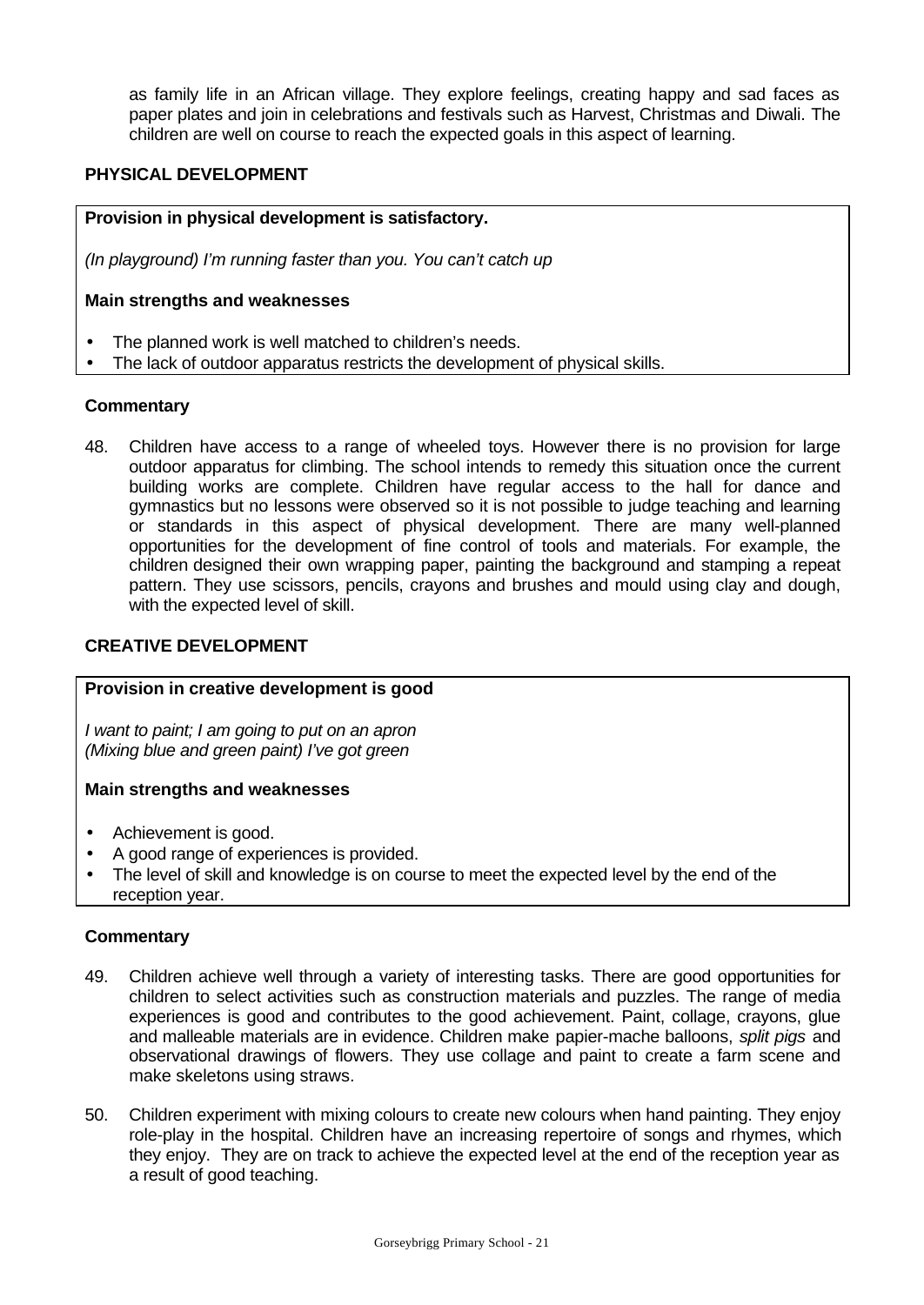as family life in an African village. They explore feelings, creating happy and sad faces as paper plates and join in celebrations and festivals such as Harvest, Christmas and Diwali. The children are well on course to reach the expected goals in this aspect of learning.

### PHYSICAL DEVELOPMENT

**Provision in physical development is satisfactory.**

*(In playground) I'm running faster than you. You can't catch up*

**Main strengths and weaknesses**

- The planned work is well matched to children's needs.
- The lack of outdoor apparatus restricts the development of physical skills.

**Commentary**

48. Children have access to a range of wheeled toys. However there is no provision for large outdoor apparatus for climbing. The school intends to remedy this situation once the current building works are complete. Children have regular access to the hall for dance and gymnastics but no lessons were observed so it is not possible to judge teaching and learning or standards in this aspect of physical development. There are many well-planned opportunities for the development of fine control of tools and materials. For example, the children designed their own wrapping paper, painting the background and stamping a repeat pattern. They use scissors, pencils, crayons and brushes and mould using clay and dough, with the expected level of skill.

### CREATIVE DEVELOPMENT

**Provision in creative development is good**

*I want to paint; I am going to put on an apron*
*(Mixing blue and green paint) I've got green*

**Main strengths and weaknesses**

- Achievement is good.
- A good range of experiences is provided.
- The level of skill and knowledge is on course to meet the expected level by the end of the reception year.

**Commentary**

49. Children achieve well through a variety of interesting tasks. There are good opportunities for children to select activities such as construction materials and puzzles. The range of media experiences is good and contributes to the good achievement. Paint, collage, crayons, glue and malleable materials are in evidence. Children make papier-mache balloons, *split pigs* and observational drawings of flowers. They use collage and paint to create a farm scene and make skeletons using straws.

50. Children experiment with mixing colours to create new colours when hand painting. They enjoy role-play in the hospital. Children have an increasing repertoire of songs and rhymes, which they enjoy. They are on track to achieve the expected level at the end of the reception year as a result of good teaching.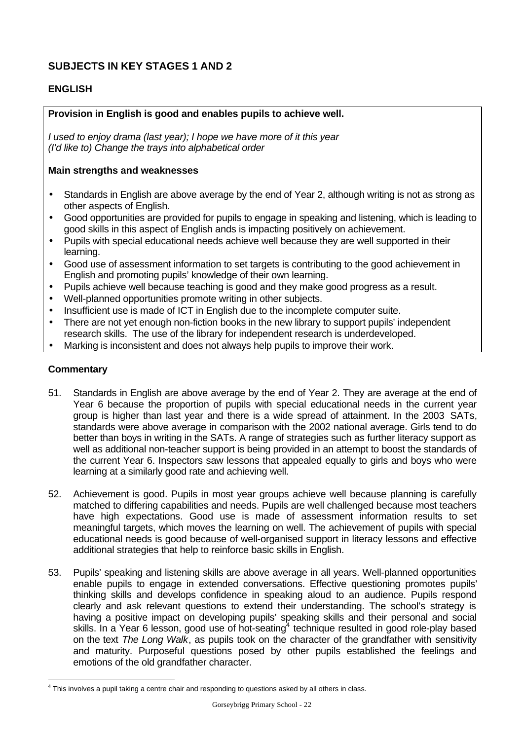## SUBJECTS IN KEY STAGES 1 AND 2

### ENGLISH

**Provision in English is good and enables pupils to achieve well.**

*I used to enjoy drama (last year); I hope we have more of it this year*
*(I'd like to) Change the trays into alphabetical order*

**Main strengths and weaknesses**

- Standards in English are above average by the end of Year 2, although writing is not as strong as other aspects of English.
- Good opportunities are provided for pupils to engage in speaking and listening, which is leading to good skills in this aspect of English ands is impacting positively on achievement.
- Pupils with special educational needs achieve well because they are well supported in their learning.
- Good use of assessment information to set targets is contributing to the good achievement in English and promoting pupils' knowledge of their own learning.
- Pupils achieve well because teaching is good and they make good progress as a result.
- Well-planned opportunities promote writing in other subjects.
- Insufficient use is made of ICT in English due to the incomplete computer suite.
- There are not yet enough non-fiction books in the new library to support pupils' independent research skills. The use of the library for independent research is underdeveloped.
- Marking is inconsistent and does not always help pupils to improve their work.

#### Commentary

51. Standards in English are above average by the end of Year 2. They are average at the end of Year 6 because the proportion of pupils with special educational needs in the current year group is higher than last year and there is a wide spread of attainment. In the 2003 SATs, standards were above average in comparison with the 2002 national average. Girls tend to do better than boys in writing in the SATs. A range of strategies such as further literacy support as well as additional non-teacher support is being provided in an attempt to boost the standards of the current Year 6. Inspectors saw lessons that appealed equally to girls and boys who were learning at a similarly good rate and achieving well.

52. Achievement is good. Pupils in most year groups achieve well because planning is carefully matched to differing capabilities and needs. Pupils are well challenged because most teachers have high expectations. Good use is made of assessment information results to set meaningful targets, which moves the learning on well. The achievement of pupils with special educational needs is good because of well-organised support in literacy lessons and effective additional strategies that help to reinforce basic skills in English.

53. Pupils' speaking and listening skills are above average in all years. Well-planned opportunities enable pupils to engage in extended conversations. Effective questioning promotes pupils' thinking skills and develops confidence in speaking aloud to an audience. Pupils respond clearly and ask relevant questions to extend their understanding. The school's strategy is having a positive impact on developing pupils' speaking skills and their personal and social skills. In a Year 6 lesson, good use of hot-seating[4] technique resulted in good role-play based on the text *The Long Walk*, as pupils took on the character of the grandfather with sensitivity and maturity. Purposeful questions posed by other pupils established the feelings and emotions of the old grandfather character.

[4] This involves a pupil taking a centre chair and responding to questions asked by all others in class.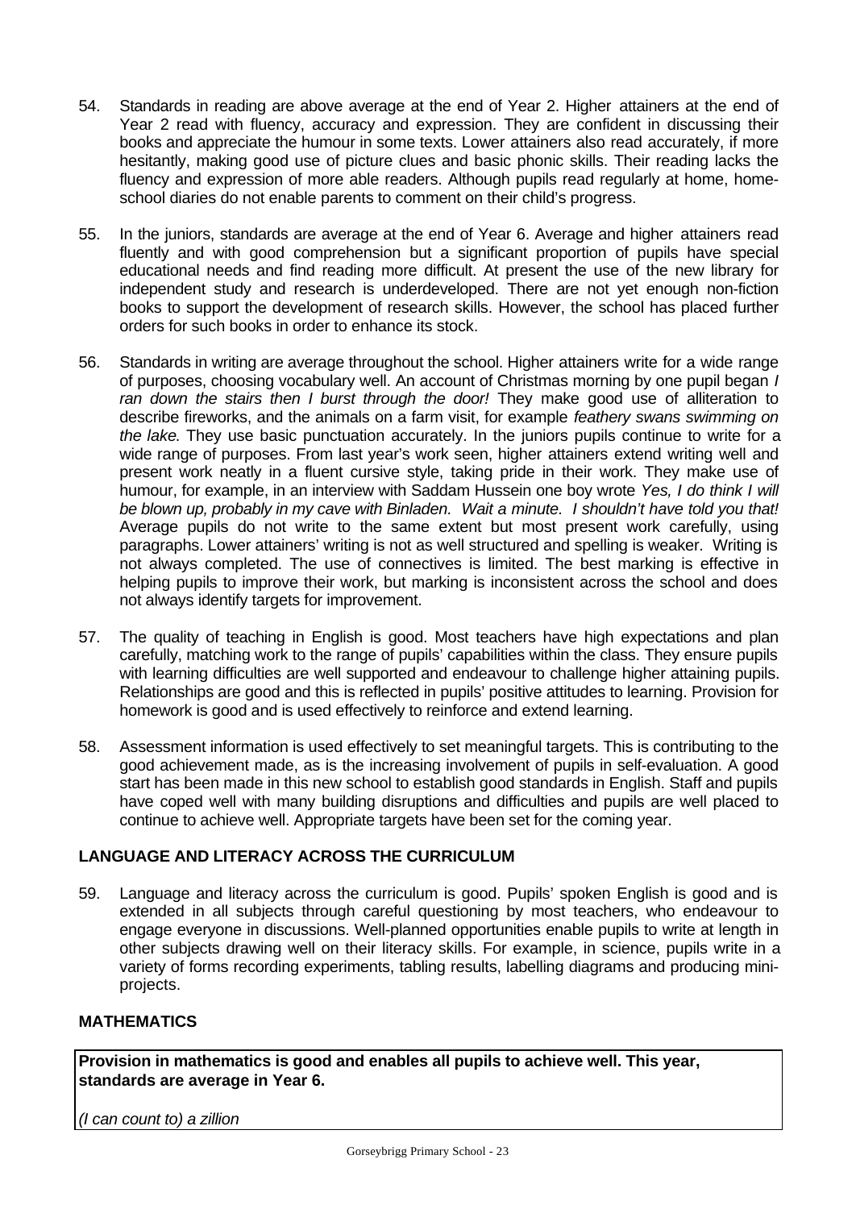54. Standards in reading are above average at the end of Year 2. Higher attainers at the end of Year 2 read with fluency, accuracy and expression. They are confident in discussing their books and appreciate the humour in some texts. Lower attainers also read accurately, if more hesitantly, making good use of picture clues and basic phonic skills. Their reading lacks the fluency and expression of more able readers. Although pupils read regularly at home, home-school diaries do not enable parents to comment on their child's progress.

55. In the juniors, standards are average at the end of Year 6. Average and higher attainers read fluently and with good comprehension but a significant proportion of pupils have special educational needs and find reading more difficult. At present the use of the new library for independent study and research is underdeveloped. There are not yet enough non-fiction books to support the development of research skills. However, the school has placed further orders for such books in order to enhance its stock.

56. Standards in writing are average throughout the school. Higher attainers write for a wide range of purposes, choosing vocabulary well. An account of Christmas morning by one pupil began *I ran down the stairs then I burst through the door!* They make good use of alliteration to describe fireworks, and the animals on a farm visit, for example *feathery swans swimming on the lake*. They use basic punctuation accurately. In the juniors pupils continue to write for a wide range of purposes. From last year's work seen, higher attainers extend writing well and present work neatly in a fluent cursive style, taking pride in their work. They make use of humour, for example, in an interview with Saddam Hussein one boy wrote *Yes, I do think I will be blown up, probably in my cave with Binladen. Wait a minute. I shouldn't have told you that!* Average pupils do not write to the same extent but most present work carefully, using paragraphs. Lower attainers' writing is not as well structured and spelling is weaker. Writing is not always completed. The use of connectives is limited. The best marking is effective in helping pupils to improve their work, but marking is inconsistent across the school and does not always identify targets for improvement.

57. The quality of teaching in English is good. Most teachers have high expectations and plan carefully, matching work to the range of pupils' capabilities within the class. They ensure pupils with learning difficulties are well supported and endeavour to challenge higher attaining pupils. Relationships are good and this is reflected in pupils' positive attitudes to learning. Provision for homework is good and is used effectively to reinforce and extend learning.

58. Assessment information is used effectively to set meaningful targets. This is contributing to the good achievement made, as is the increasing involvement of pupils in self-evaluation. A good start has been made in this new school to establish good standards in English. Staff and pupils have coped well with many building disruptions and difficulties and pupils are well placed to continue to achieve well. Appropriate targets have been set for the coming year.

## LANGUAGE AND LITERACY ACROSS THE CURRICULUM

59. Language and literacy across the curriculum is good. Pupils' spoken English is good and is extended in all subjects through careful questioning by most teachers, who endeavour to engage everyone in discussions. Well-planned opportunities enable pupils to write at length in other subjects drawing well on their literacy skills. For example, in science, pupils write in a variety of forms recording experiments, tabling results, labelling diagrams and producing mini-projects.

## MATHEMATICS

**Provision in mathematics is good and enables all pupils to achieve well. This year, standards are average in Year 6.**

*(I can count to) a zillion*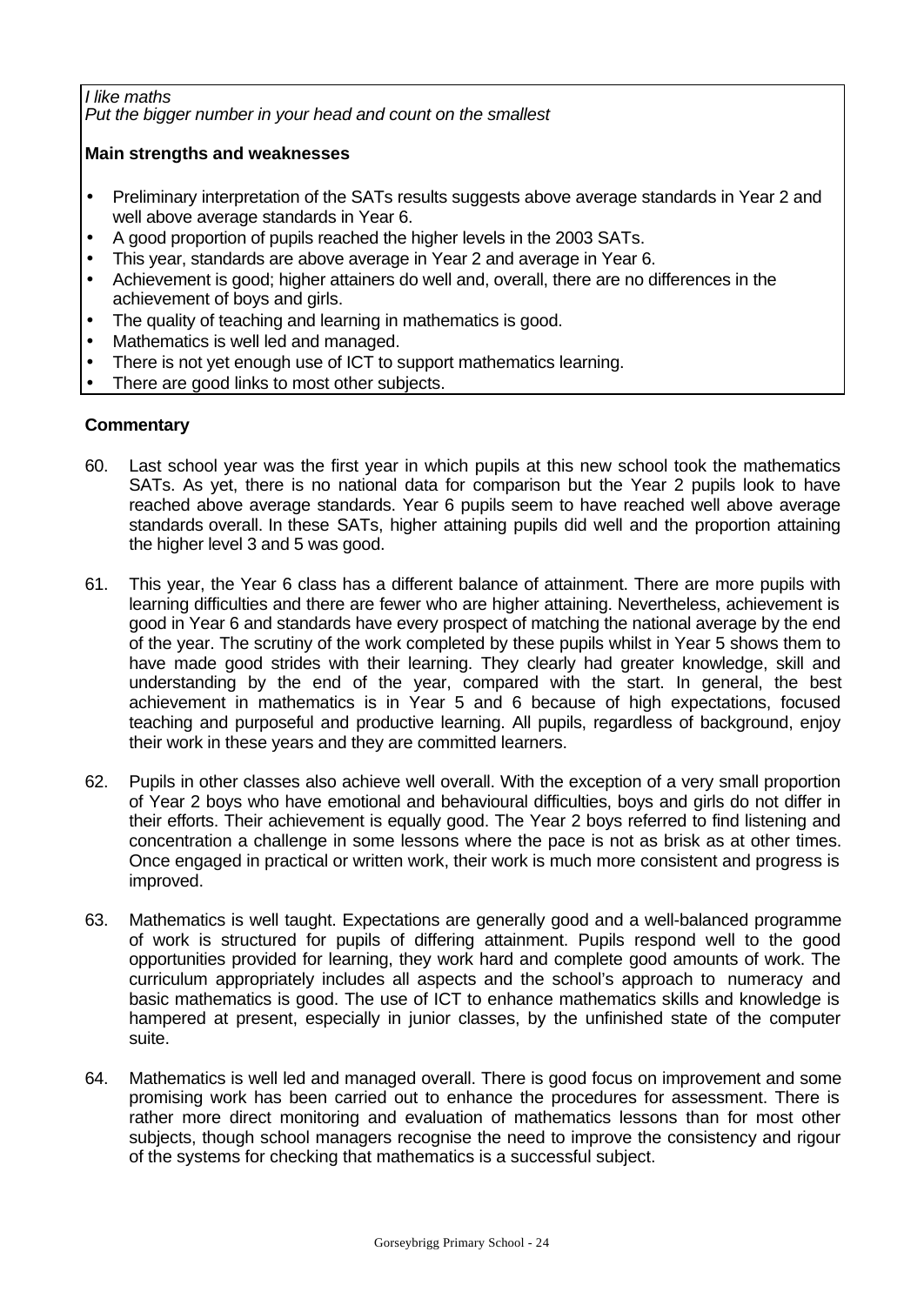*I like maths*
*Put the bigger number in your head and count on the smallest*

**Main strengths and weaknesses**

- Preliminary interpretation of the SATs results suggests above average standards in Year 2 and well above average standards in Year 6.
- A good proportion of pupils reached the higher levels in the 2003 SATs.
- This year, standards are above average in Year 2 and average in Year 6.
- Achievement is good; higher attainers do well and, overall, there are no differences in the achievement of boys and girls.
- The quality of teaching and learning in mathematics is good.
- Mathematics is well led and managed.
- There is not yet enough use of ICT to support mathematics learning.
- There are good links to most other subjects.

**Commentary**

60. Last school year was the first year in which pupils at this new school took the mathematics SATs. As yet, there is no national data for comparison but the Year 2 pupils look to have reached above average standards. Year 6 pupils seem to have reached well above average standards overall. In these SATs, higher attaining pupils did well and the proportion attaining the higher level 3 and 5 was good.

61. This year, the Year 6 class has a different balance of attainment. There are more pupils with learning difficulties and there are fewer who are higher attaining. Nevertheless, achievement is good in Year 6 and standards have every prospect of matching the national average by the end of the year. The scrutiny of the work completed by these pupils whilst in Year 5 shows them to have made good strides with their learning. They clearly had greater knowledge, skill and understanding by the end of the year, compared with the start. In general, the best achievement in mathematics is in Year 5 and 6 because of high expectations, focused teaching and purposeful and productive learning. All pupils, regardless of background, enjoy their work in these years and they are committed learners.

62. Pupils in other classes also achieve well overall. With the exception of a very small proportion of Year 2 boys who have emotional and behavioural difficulties, boys and girls do not differ in their efforts. Their achievement is equally good. The Year 2 boys referred to find listening and concentration a challenge in some lessons where the pace is not as brisk as at other times. Once engaged in practical or written work, their work is much more consistent and progress is improved.

63. Mathematics is well taught. Expectations are generally good and a well-balanced programme of work is structured for pupils of differing attainment. Pupils respond well to the good opportunities provided for learning, they work hard and complete good amounts of work. The curriculum appropriately includes all aspects and the school's approach to numeracy and basic mathematics is good. The use of ICT to enhance mathematics skills and knowledge is hampered at present, especially in junior classes, by the unfinished state of the computer suite.

64. Mathematics is well led and managed overall. There is good focus on improvement and some promising work has been carried out to enhance the procedures for assessment. There is rather more direct monitoring and evaluation of mathematics lessons than for most other subjects, though school managers recognise the need to improve the consistency and rigour of the systems for checking that mathematics is a successful subject.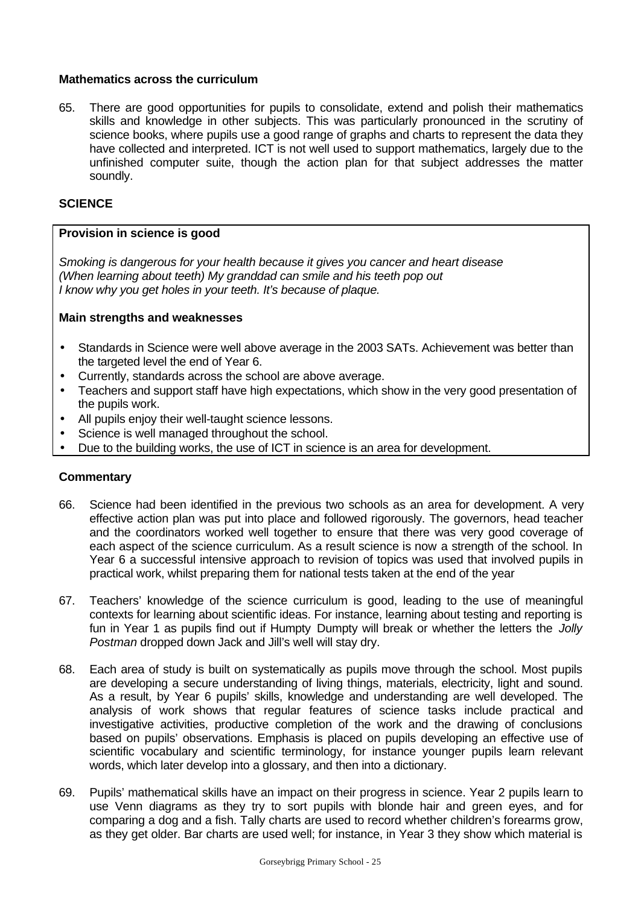**Mathematics across the curriculum**

65. There are good opportunities for pupils to consolidate, extend and polish their mathematics skills and knowledge in other subjects. This was particularly pronounced in the scrutiny of science books, where pupils use a good range of graphs and charts to represent the data they have collected and interpreted. ICT is not well used to support mathematics, largely due to the unfinished computer suite, though the action plan for that subject addresses the matter soundly.

**SCIENCE**

**Provision in science is good**

*Smoking is dangerous for your health because it gives you cancer and heart disease*
*(When learning about teeth) My granddad can smile and his teeth pop out*
*I know why you get holes in your teeth. It's because of plaque.*

**Main strengths and weaknesses**

- Standards in Science were well above average in the 2003 SATs. Achievement was better than the targeted level the end of Year 6.
- Currently, standards across the school are above average.
- Teachers and support staff have high expectations, which show in the very good presentation of the pupils work.
- All pupils enjoy their well-taught science lessons.
- Science is well managed throughout the school.
- Due to the building works, the use of ICT in science is an area for development.

**Commentary**

66. Science had been identified in the previous two schools as an area for development. A very effective action plan was put into place and followed rigorously. The governors, head teacher and the coordinators worked well together to ensure that there was very good coverage of each aspect of the science curriculum. As a result science is now a strength of the school. In Year 6 a successful intensive approach to revision of topics was used that involved pupils in practical work, whilst preparing them for national tests taken at the end of the year

67. Teachers' knowledge of the science curriculum is good, leading to the use of meaningful contexts for learning about scientific ideas. For instance, learning about testing and reporting is fun in Year 1 as pupils find out if Humpty Dumpty will break or whether the letters the *Jolly Postman* dropped down Jack and Jill's well will stay dry.

68. Each area of study is built on systematically as pupils move through the school. Most pupils are developing a secure understanding of living things, materials, electricity, light and sound. As a result, by Year 6 pupils' skills, knowledge and understanding are well developed. The analysis of work shows that regular features of science tasks include practical and investigative activities, productive completion of the work and the drawing of conclusions based on pupils' observations. Emphasis is placed on pupils developing an effective use of scientific vocabulary and scientific terminology, for instance younger pupils learn relevant words, which later develop into a glossary, and then into a dictionary.

69. Pupils' mathematical skills have an impact on their progress in science. Year 2 pupils learn to use Venn diagrams as they try to sort pupils with blonde hair and green eyes, and for comparing a dog and a fish. Tally charts are used to record whether children's forearms grow, as they get older. Bar charts are used well; for instance, in Year 3 they show which material is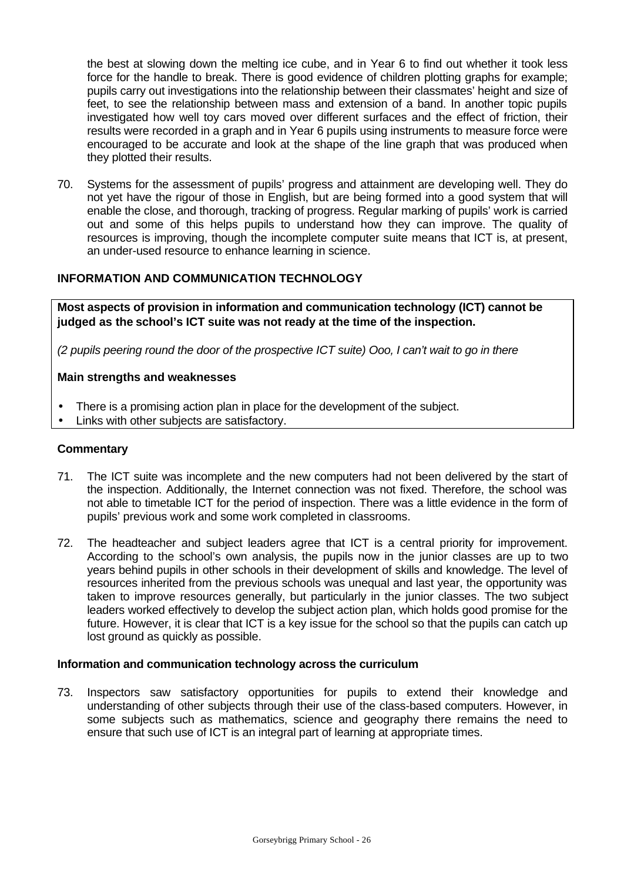the best at slowing down the melting ice cube, and in Year 6 to find out whether it took less force for the handle to break. There is good evidence of children plotting graphs for example; pupils carry out investigations into the relationship between their classmates' height and size of feet, to see the relationship between mass and extension of a band. In another topic pupils investigated how well toy cars moved over different surfaces and the effect of friction, their results were recorded in a graph and in Year 6 pupils using instruments to measure force were encouraged to be accurate and look at the shape of the line graph that was produced when they plotted their results.

70. Systems for the assessment of pupils' progress and attainment are developing well. They do not yet have the rigour of those in English, but are being formed into a good system that will enable the close, and thorough, tracking of progress. Regular marking of pupils' work is carried out and some of this helps pupils to understand how they can improve. The quality of resources is improving, though the incomplete computer suite means that ICT is, at present, an under-used resource to enhance learning in science.

## INFORMATION AND COMMUNICATION TECHNOLOGY

**Most aspects of provision in information and communication technology (ICT) cannot be judged as the school's ICT suite was not ready at the time of the inspection.**

*(2 pupils peering round the door of the prospective ICT suite) Ooo, I can't wait to go in there*

**Main strengths and weaknesses**

- There is a promising action plan in place for the development of the subject.
- Links with other subjects are satisfactory.

### Commentary

71. The ICT suite was incomplete and the new computers had not been delivered by the start of the inspection. Additionally, the Internet connection was not fixed. Therefore, the school was not able to timetable ICT for the period of inspection. There was a little evidence in the form of pupils' previous work and some work completed in classrooms.

72. The headteacher and subject leaders agree that ICT is a central priority for improvement. According to the school's own analysis, the pupils now in the junior classes are up to two years behind pupils in other schools in their development of skills and knowledge. The level of resources inherited from the previous schools was unequal and last year, the opportunity was taken to improve resources generally, but particularly in the junior classes. The two subject leaders worked effectively to develop the subject action plan, which holds good promise for the future. However, it is clear that ICT is a key issue for the school so that the pupils can catch up lost ground as quickly as possible.

### Information and communication technology across the curriculum

73. Inspectors saw satisfactory opportunities for pupils to extend their knowledge and understanding of other subjects through their use of the class-based computers. However, in some subjects such as mathematics, science and geography there remains the need to ensure that such use of ICT is an integral part of learning at appropriate times.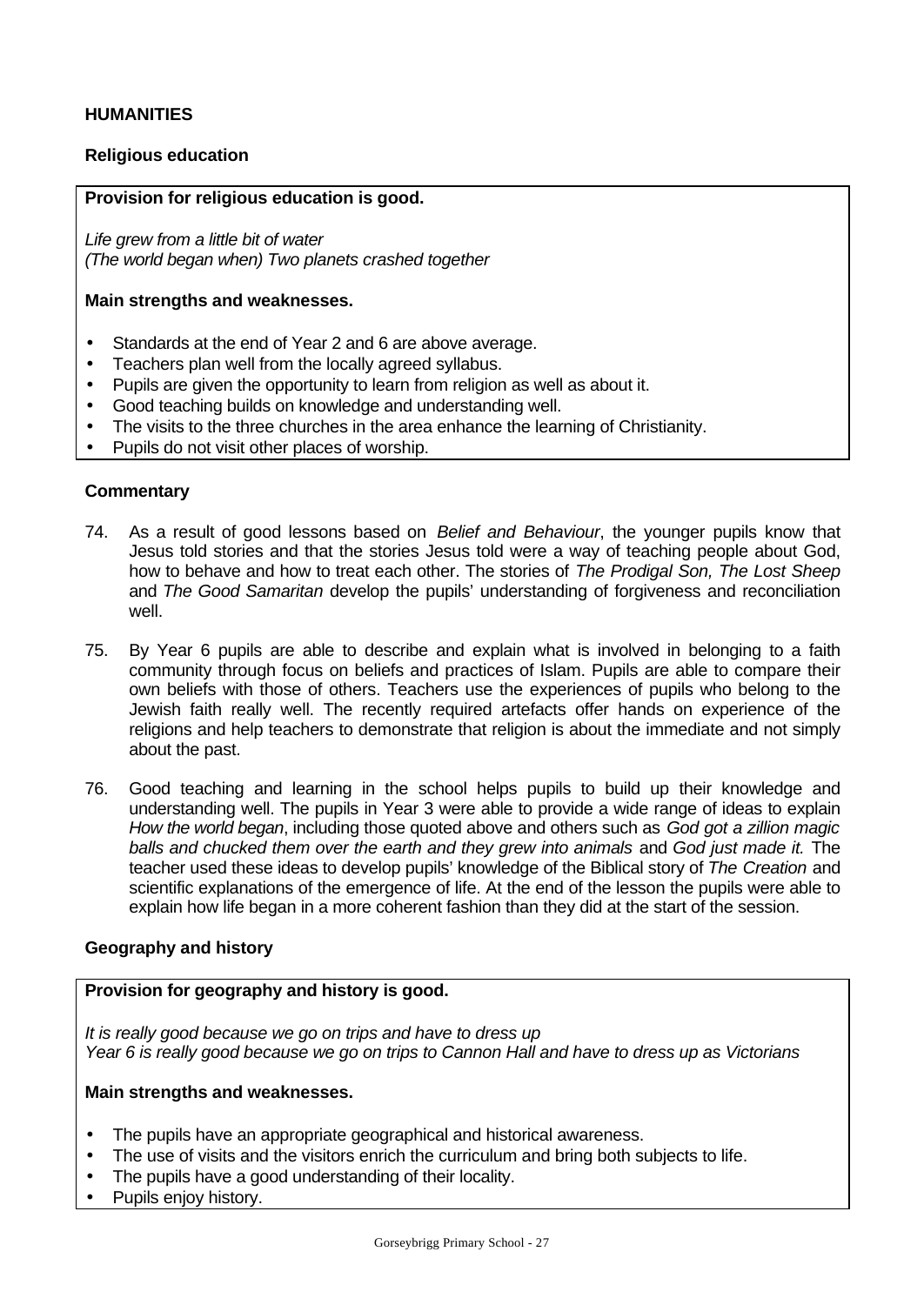## HUMANITIES

### Religious education

**Provision for religious education is good.**

*Life grew from a little bit of water*
*(The world began when) Two planets crashed together*

**Main strengths and weaknesses.**

- Standards at the end of Year 2 and 6 are above average.
- Teachers plan well from the locally agreed syllabus.
- Pupils are given the opportunity to learn from religion as well as about it.
- Good teaching builds on knowledge and understanding well.
- The visits to the three churches in the area enhance the learning of Christianity.
- Pupils do not visit other places of worship.

**Commentary**

74. As a result of good lessons based on *Belief and Behaviour*, the younger pupils know that Jesus told stories and that the stories Jesus told were a way of teaching people about God, how to behave and how to treat each other. The stories of *The Prodigal Son, The Lost Sheep* and *The Good Samaritan* develop the pupils' understanding of forgiveness and reconciliation well.

75. By Year 6 pupils are able to describe and explain what is involved in belonging to a faith community through focus on beliefs and practices of Islam. Pupils are able to compare their own beliefs with those of others. Teachers use the experiences of pupils who belong to the Jewish faith really well. The recently required artefacts offer hands on experience of the religions and help teachers to demonstrate that religion is about the immediate and not simply about the past.

76. Good teaching and learning in the school helps pupils to build up their knowledge and understanding well. The pupils in Year 3 were able to provide a wide range of ideas to explain *How the world began*, including those quoted above and others such as *God got a zillion magic balls and chucked them over the earth and they grew into animals* and *God just made it.* The teacher used these ideas to develop pupils' knowledge of the Biblical story of *The Creation* and scientific explanations of the emergence of life. At the end of the lesson the pupils were able to explain how life began in a more coherent fashion than they did at the start of the session.

### Geography and history

**Provision for geography and history is good.**

*It is really good because we go on trips and have to dress up*
*Year 6 is really good because we go on trips to Cannon Hall and have to dress up as Victorians*

**Main strengths and weaknesses.**

- The pupils have an appropriate geographical and historical awareness.
- The use of visits and the visitors enrich the curriculum and bring both subjects to life.
- The pupils have a good understanding of their locality.
- Pupils enjoy history.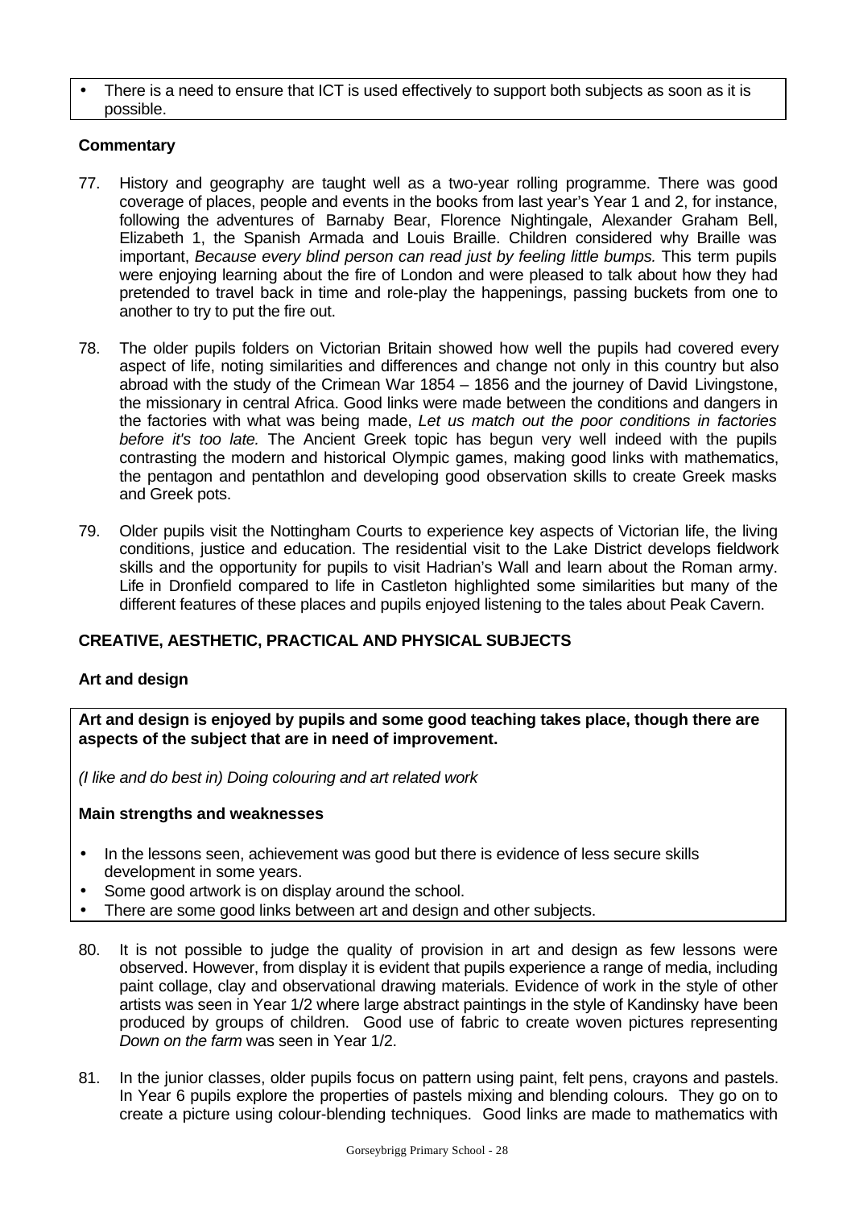- There is a need to ensure that ICT is used effectively to support both subjects as soon as it is possible.

**Commentary**

77. History and geography are taught well as a two-year rolling programme. There was good coverage of places, people and events in the books from last year's Year 1 and 2, for instance, following the adventures of Barnaby Bear, Florence Nightingale, Alexander Graham Bell, Elizabeth 1, the Spanish Armada and Louis Braille. Children considered why Braille was important, *Because every blind person can read just by feeling little bumps.* This term pupils were enjoying learning about the fire of London and were pleased to talk about how they had pretended to travel back in time and role-play the happenings, passing buckets from one to another to try to put the fire out.

78. The older pupils folders on Victorian Britain showed how well the pupils had covered every aspect of life, noting similarities and differences and change not only in this country but also abroad with the study of the Crimean War 1854 – 1856 and the journey of David Livingstone, the missionary in central Africa. Good links were made between the conditions and dangers in the factories with what was being made, *Let us match out the poor conditions in factories before it's too late.* The Ancient Greek topic has begun very well indeed with the pupils contrasting the modern and historical Olympic games, making good links with mathematics, the pentagon and pentathlon and developing good observation skills to create Greek masks and Greek pots.

79. Older pupils visit the Nottingham Courts to experience key aspects of Victorian life, the living conditions, justice and education. The residential visit to the Lake District develops fieldwork skills and the opportunity for pupils to visit Hadrian's Wall and learn about the Roman army. Life in Dronfield compared to life in Castleton highlighted some similarities but many of the different features of these places and pupils enjoyed listening to the tales about Peak Cavern.

## CREATIVE, AESTHETIC, PRACTICAL AND PHYSICAL SUBJECTS

### Art and design

**Art and design is enjoyed by pupils and some good teaching takes place, though there are aspects of the subject that are in need of improvement.**

*(I like and do best in) Doing colouring and art related work*

**Main strengths and weaknesses**

- In the lessons seen, achievement was good but there is evidence of less secure skills development in some years.
- Some good artwork is on display around the school.
- There are some good links between art and design and other subjects.

80. It is not possible to judge the quality of provision in art and design as few lessons were observed. However, from display it is evident that pupils experience a range of media, including paint collage, clay and observational drawing materials. Evidence of work in the style of other artists was seen in Year 1/2 where large abstract paintings in the style of Kandinsky have been produced by groups of children. Good use of fabric to create woven pictures representing *Down on the farm* was seen in Year 1/2.

81. In the junior classes, older pupils focus on pattern using paint, felt pens, crayons and pastels. In Year 6 pupils explore the properties of pastels mixing and blending colours. They go on to create a picture using colour-blending techniques. Good links are made to mathematics with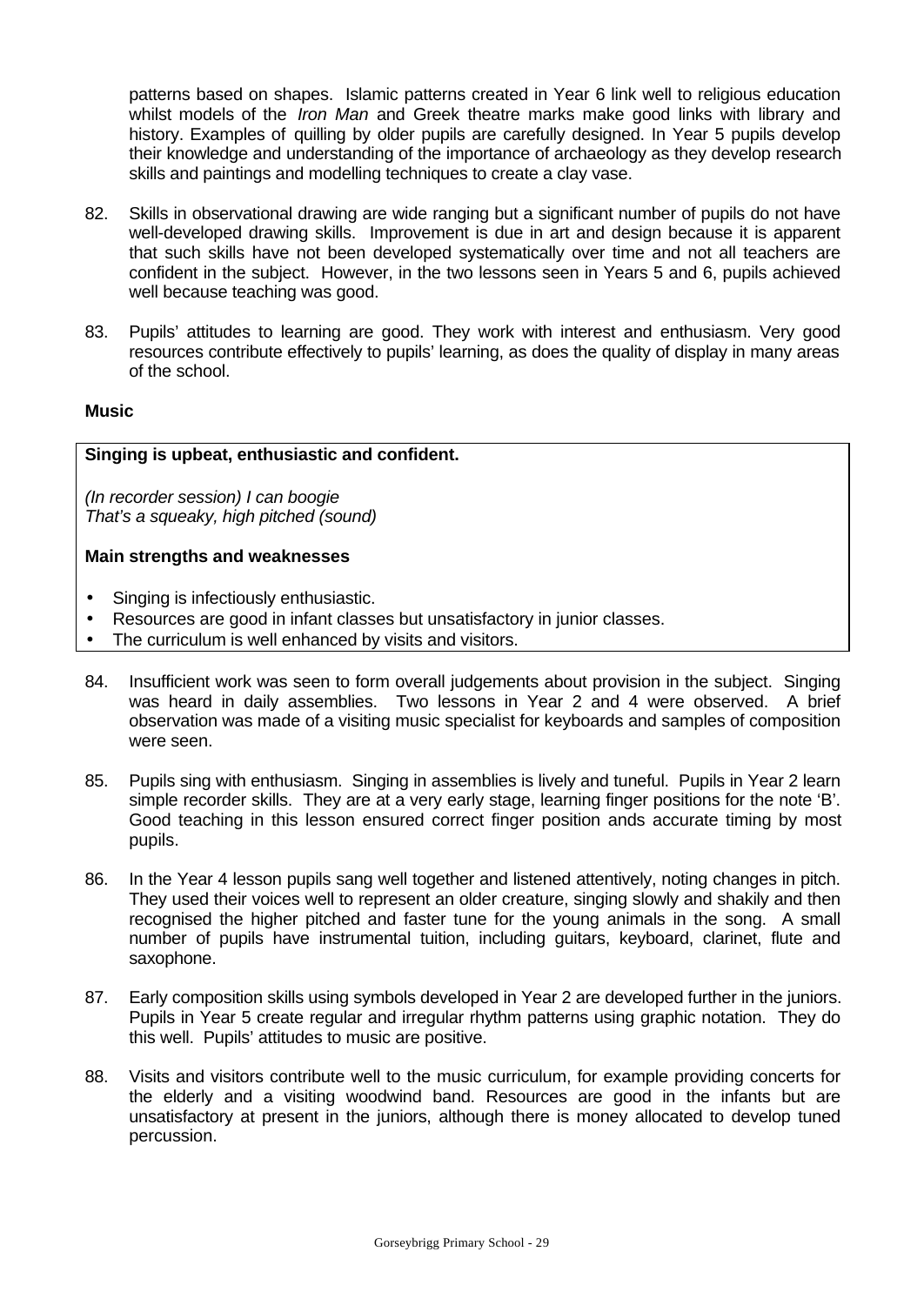patterns based on shapes. Islamic patterns created in Year 6 link well to religious education whilst models of the *Iron Man* and Greek theatre marks make good links with library and history. Examples of quilling by older pupils are carefully designed. In Year 5 pupils develop their knowledge and understanding of the importance of archaeology as they develop research skills and paintings and modelling techniques to create a clay vase.

82. Skills in observational drawing are wide ranging but a significant number of pupils do not have well-developed drawing skills. Improvement is due in art and design because it is apparent that such skills have not been developed systematically over time and not all teachers are confident in the subject. However, in the two lessons seen in Years 5 and 6, pupils achieved well because teaching was good.

83. Pupils' attitudes to learning are good. They work with interest and enthusiasm. Very good resources contribute effectively to pupils' learning, as does the quality of display in many areas of the school.

**Music**

**Singing is upbeat, enthusiastic and confident.**

*(In recorder session) I can boogie*
*That's a squeaky, high pitched (sound)*

**Main strengths and weaknesses**

- Singing is infectiously enthusiastic.
- Resources are good in infant classes but unsatisfactory in junior classes.
- The curriculum is well enhanced by visits and visitors.

84. Insufficient work was seen to form overall judgements about provision in the subject. Singing was heard in daily assemblies. Two lessons in Year 2 and 4 were observed. A brief observation was made of a visiting music specialist for keyboards and samples of composition were seen.

85. Pupils sing with enthusiasm. Singing in assemblies is lively and tuneful. Pupils in Year 2 learn simple recorder skills. They are at a very early stage, learning finger positions for the note 'B'. Good teaching in this lesson ensured correct finger position ands accurate timing by most pupils.

86. In the Year 4 lesson pupils sang well together and listened attentively, noting changes in pitch. They used their voices well to represent an older creature, singing slowly and shakily and then recognised the higher pitched and faster tune for the young animals in the song. A small number of pupils have instrumental tuition, including guitars, keyboard, clarinet, flute and saxophone.

87. Early composition skills using symbols developed in Year 2 are developed further in the juniors. Pupils in Year 5 create regular and irregular rhythm patterns using graphic notation. They do this well. Pupils' attitudes to music are positive.

88. Visits and visitors contribute well to the music curriculum, for example providing concerts for the elderly and a visiting woodwind band. Resources are good in the infants but are unsatisfactory at present in the juniors, although there is money allocated to develop tuned percussion.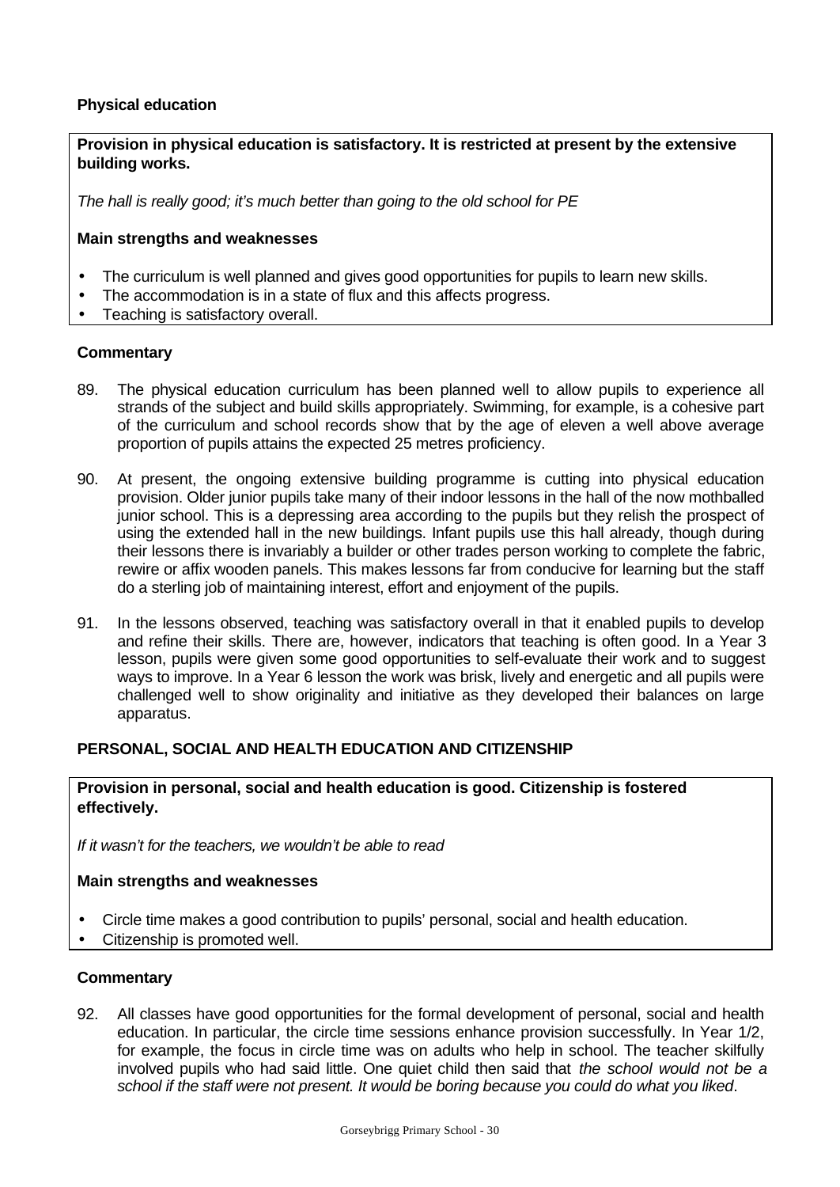### Physical education

**Provision in physical education is satisfactory. It is restricted at present by the extensive building works.**

*The hall is really good; it's much better than going to the old school for PE*

**Main strengths and weaknesses**

- The curriculum is well planned and gives good opportunities for pupils to learn new skills.
- The accommodation is in a state of flux and this affects progress.
- Teaching is satisfactory overall.

**Commentary**

89. The physical education curriculum has been planned well to allow pupils to experience all strands of the subject and build skills appropriately. Swimming, for example, is a cohesive part of the curriculum and school records show that by the age of eleven a well above average proportion of pupils attains the expected 25 metres proficiency.

90. At present, the ongoing extensive building programme is cutting into physical education provision. Older junior pupils take many of their indoor lessons in the hall of the now mothballed junior school. This is a depressing area according to the pupils but they relish the prospect of using the extended hall in the new buildings. Infant pupils use this hall already, though during their lessons there is invariably a builder or other trades person working to complete the fabric, rewire or affix wooden panels. This makes lessons far from conducive for learning but the staff do a sterling job of maintaining interest, effort and enjoyment of the pupils.

91. In the lessons observed, teaching was satisfactory overall in that it enabled pupils to develop and refine their skills. There are, however, indicators that teaching is often good. In a Year 3 lesson, pupils were given some good opportunities to self-evaluate their work and to suggest ways to improve. In a Year 6 lesson the work was brisk, lively and energetic and all pupils were challenged well to show originality and initiative as they developed their balances on large apparatus.

## PERSONAL, SOCIAL AND HEALTH EDUCATION AND CITIZENSHIP

**Provision in personal, social and health education is good. Citizenship is fostered effectively.**

*If it wasn't for the teachers, we wouldn't be able to read*

**Main strengths and weaknesses**

- Circle time makes a good contribution to pupils' personal, social and health education.
- Citizenship is promoted well.

**Commentary**

92. All classes have good opportunities for the formal development of personal, social and health education. In particular, the circle time sessions enhance provision successfully. In Year 1/2, for example, the focus in circle time was on adults who help in school. The teacher skilfully involved pupils who had said little. One quiet child then said that *the school would not be a school if the staff were not present. It would be boring because you could do what you liked*.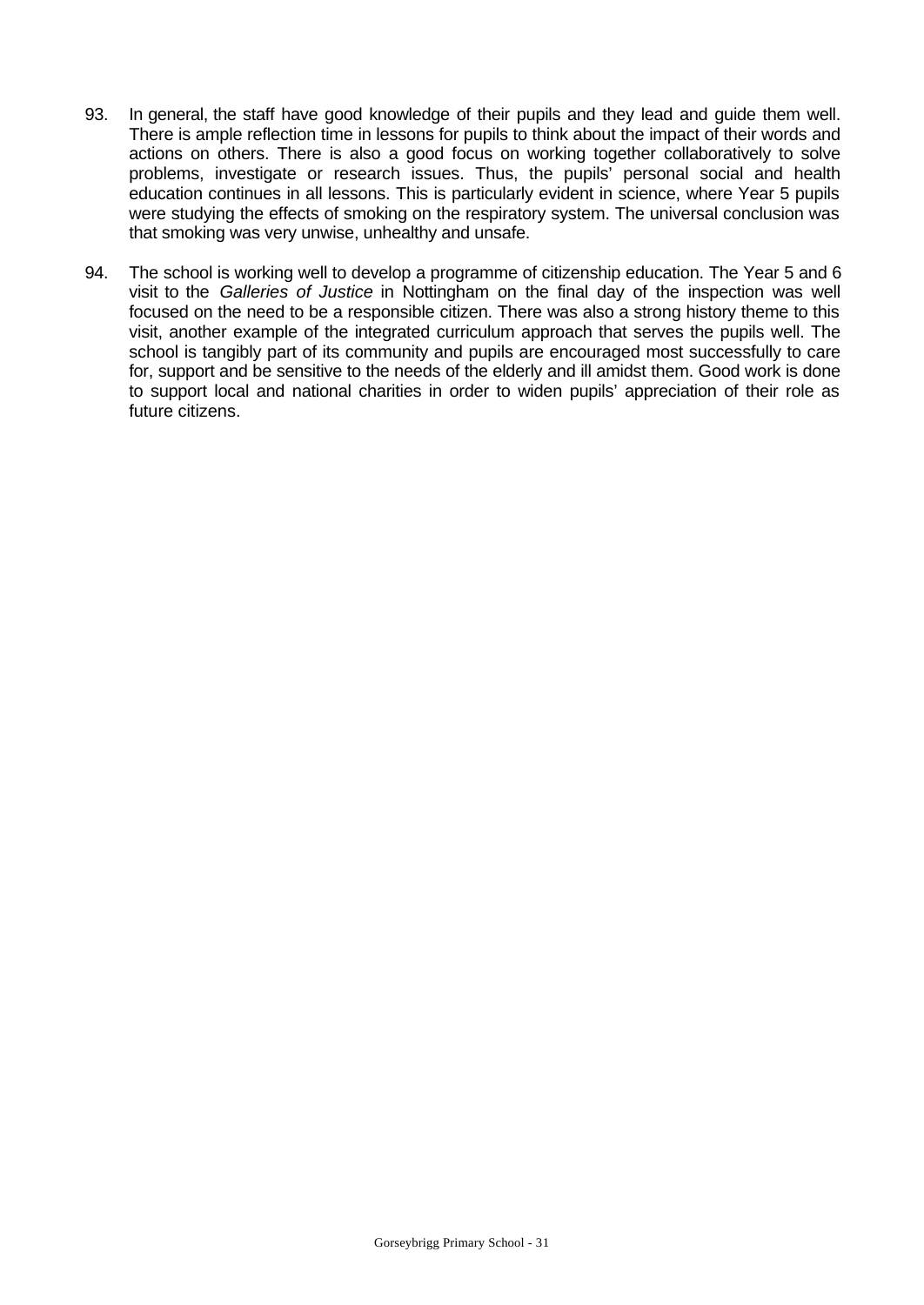93. In general, the staff have good knowledge of their pupils and they lead and guide them well. There is ample reflection time in lessons for pupils to think about the impact of their words and actions on others. There is also a good focus on working together collaboratively to solve problems, investigate or research issues. Thus, the pupils' personal social and health education continues in all lessons. This is particularly evident in science, where Year 5 pupils were studying the effects of smoking on the respiratory system. The universal conclusion was that smoking was very unwise, unhealthy and unsafe.

94. The school is working well to develop a programme of citizenship education. The Year 5 and 6 visit to the *Galleries of Justice* in Nottingham on the final day of the inspection was well focused on the need to be a responsible citizen. There was also a strong history theme to this visit, another example of the integrated curriculum approach that serves the pupils well. The school is tangibly part of its community and pupils are encouraged most successfully to care for, support and be sensitive to the needs of the elderly and ill amidst them. Good work is done to support local and national charities in order to widen pupils' appreciation of their role as future citizens.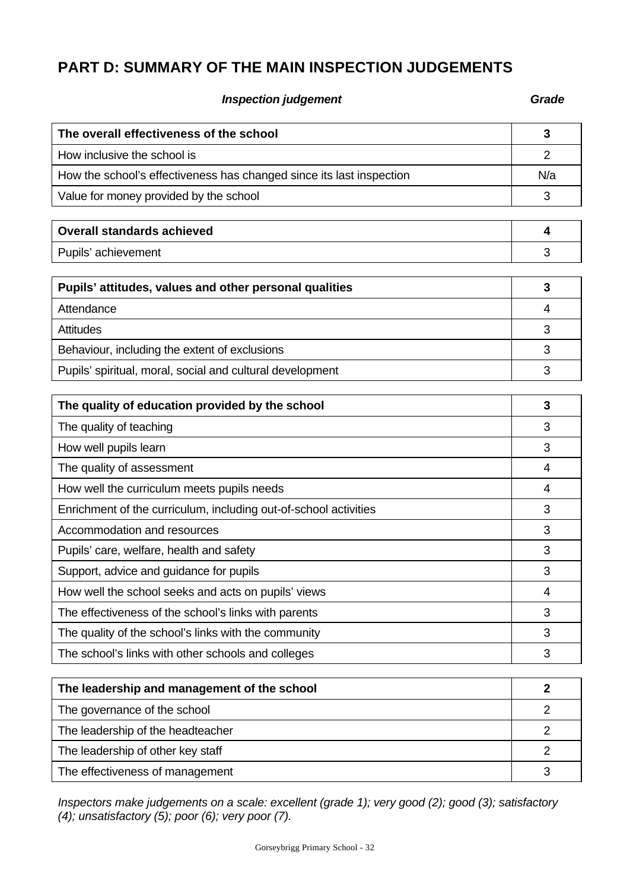# PART D: SUMMARY OF THE MAIN INSPECTION JUDGEMENTS

| *Inspection judgement* | *Grade* |
|---|---|
| **The overall effectiveness of the school** | **3** |
| How inclusive the school is | 2 |
| How the school's effectiveness has changed since its last inspection | N/a |
| Value for money provided by the school | 3 |

| | |
|---|---|
| **Overall standards achieved** | **4** |
| Pupils' achievement | 3 |

| | |
|---|---|
| **Pupils' attitudes, values and other personal qualities** | **3** |
| Attendance | 4 |
| Attitudes | 3 |
| Behaviour, including the extent of exclusions | 3 |
| Pupils' spiritual, moral, social and cultural development | 3 |

| | |
|---|---|
| **The quality of education provided by the school** | **3** |
| The quality of teaching | 3 |
| How well pupils learn | 3 |
| The quality of assessment | 4 |
| How well the curriculum meets pupils needs | 4 |
| Enrichment of the curriculum, including out-of-school activities | 3 |
| Accommodation and resources | 3 |
| Pupils' care, welfare, health and safety | 3 |
| Support, advice and guidance for pupils | 3 |
| How well the school seeks and acts on pupils' views | 4 |
| The effectiveness of the school's links with parents | 3 |
| The quality of the school's links with the community | 3 |
| The school's links with other schools and colleges | 3 |

| | |
|---|---|
| **The leadership and management of the school** | **2** |
| The governance of the school | 2 |
| The leadership of the headteacher | 2 |
| The leadership of other key staff | 2 |
| The effectiveness of management | 3 |

*Inspectors make judgements on a scale: excellent (grade 1); very good (2); good (3); satisfactory (4); unsatisfactory (5); poor (6); very poor (7).*